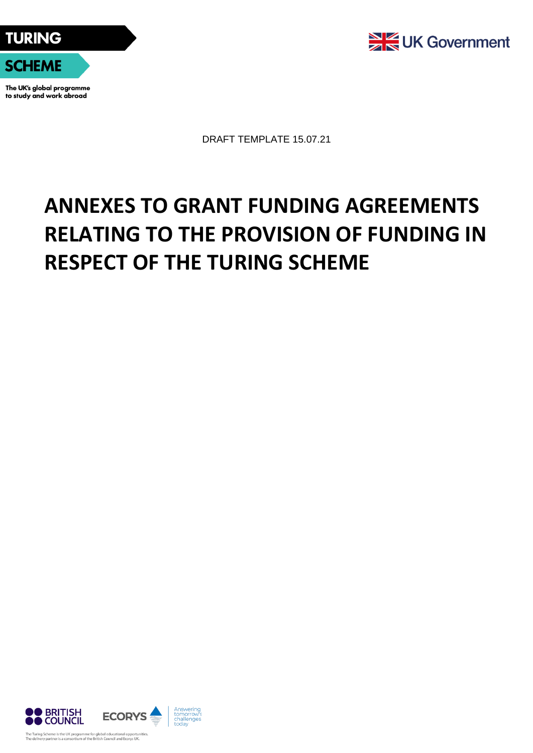TURING SCHEME

The UK's global programme to study and work abroad

UK Government

DRAFT TEMPLATE 15.07.21

# ANNEXES TO GRANT FUNDING AGREEMENTS RELATING TO THE PROVISION OF FUNDING IN RESPECT OF THE TURING SCHEME

BRITISH COUNCIL ECORYS Answering tomorrow's challenges today

The Turing Scheme is the UK programme for global educational opportunities. The delivery partner is a consortium of the British Council and Ecorys UK.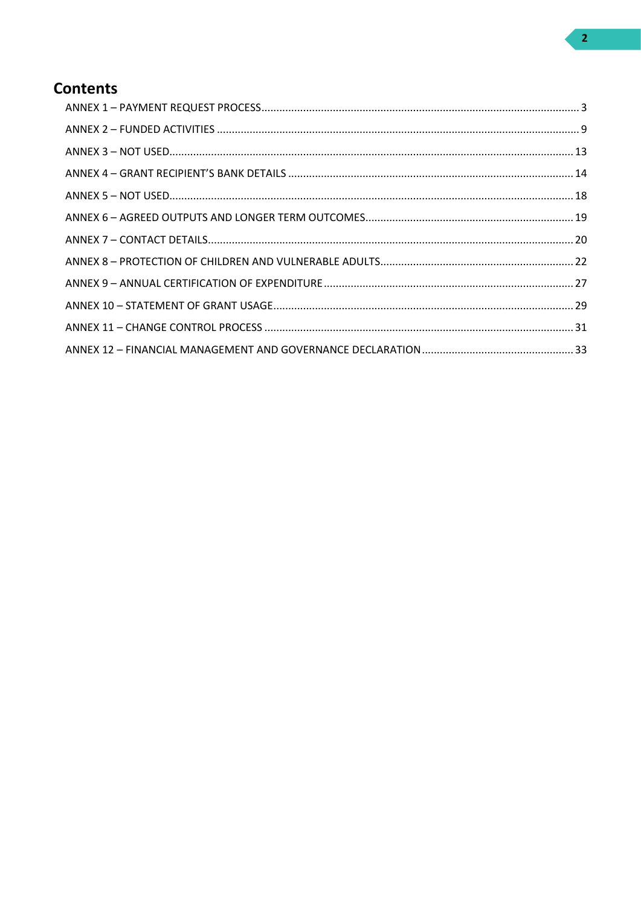# Contents

- ANNEX 1 – PAYMENT REQUEST PROCESS .......... 3
- ANNEX 2 – FUNDED ACTIVITIES .......... 9
- ANNEX 3 – NOT USED .......... 13
- ANNEX 4 – GRANT RECIPIENT'S BANK DETAILS .......... 14
- ANNEX 5 – NOT USED .......... 18
- ANNEX 6 – AGREED OUTPUTS AND LONGER TERM OUTCOMES .......... 19
- ANNEX 7 – CONTACT DETAILS .......... 20
- ANNEX 8 – PROTECTION OF CHILDREN AND VULNERABLE ADULTS .......... 22
- ANNEX 9 – ANNUAL CERTIFICATION OF EXPENDITURE .......... 27
- ANNEX 10 – STATEMENT OF GRANT USAGE .......... 29
- ANNEX 11 – CHANGE CONTROL PROCESS .......... 31
- ANNEX 12 – FINANCIAL MANAGEMENT AND GOVERNANCE DECLARATION .......... 33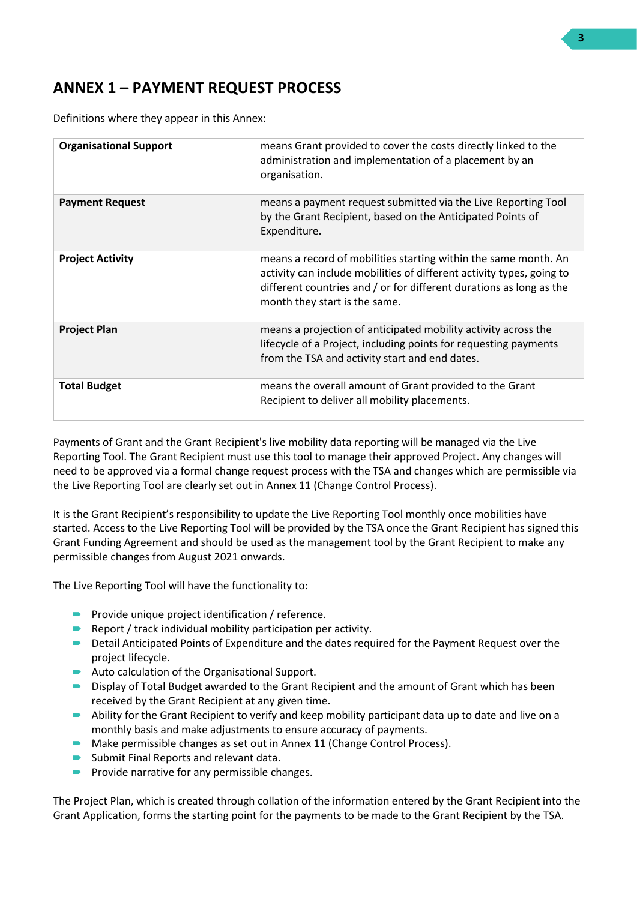## ANNEX 1 – PAYMENT REQUEST PROCESS

Definitions where they appear in this Annex:

| | |
|---|---|
| **Organisational Support** | means Grant provided to cover the costs directly linked to the administration and implementation of a placement by an organisation. |
| **Payment Request** | means a payment request submitted via the Live Reporting Tool by the Grant Recipient, based on the Anticipated Points of Expenditure. |
| **Project Activity** | means a record of mobilities starting within the same month. An activity can include mobilities of different activity types, going to different countries and / or for different durations as long as the month they start is the same. |
| **Project Plan** | means a projection of anticipated mobility activity across the lifecycle of a Project, including points for requesting payments from the TSA and activity start and end dates. |
| **Total Budget** | means the overall amount of Grant provided to the Grant Recipient to deliver all mobility placements. |

Payments of Grant and the Grant Recipient's live mobility data reporting will be managed via the Live Reporting Tool. The Grant Recipient must use this tool to manage their approved Project. Any changes will need to be approved via a formal change request process with the TSA and changes which are permissible via the Live Reporting Tool are clearly set out in Annex 11 (Change Control Process).

It is the Grant Recipient's responsibility to update the Live Reporting Tool monthly once mobilities have started. Access to the Live Reporting Tool will be provided by the TSA once the Grant Recipient has signed this Grant Funding Agreement and should be used as the management tool by the Grant Recipient to make any permissible changes from August 2021 onwards.

The Live Reporting Tool will have the functionality to:

- Provide unique project identification / reference.
- Report / track individual mobility participation per activity.
- Detail Anticipated Points of Expenditure and the dates required for the Payment Request over the project lifecycle.
- Auto calculation of the Organisational Support.
- Display of Total Budget awarded to the Grant Recipient and the amount of Grant which has been received by the Grant Recipient at any given time.
- Ability for the Grant Recipient to verify and keep mobility participant data up to date and live on a monthly basis and make adjustments to ensure accuracy of payments.
- Make permissible changes as set out in Annex 11 (Change Control Process).
- Submit Final Reports and relevant data.
- Provide narrative for any permissible changes.

The Project Plan, which is created through collation of the information entered by the Grant Recipient into the Grant Application, forms the starting point for the payments to be made to the Grant Recipient by the TSA.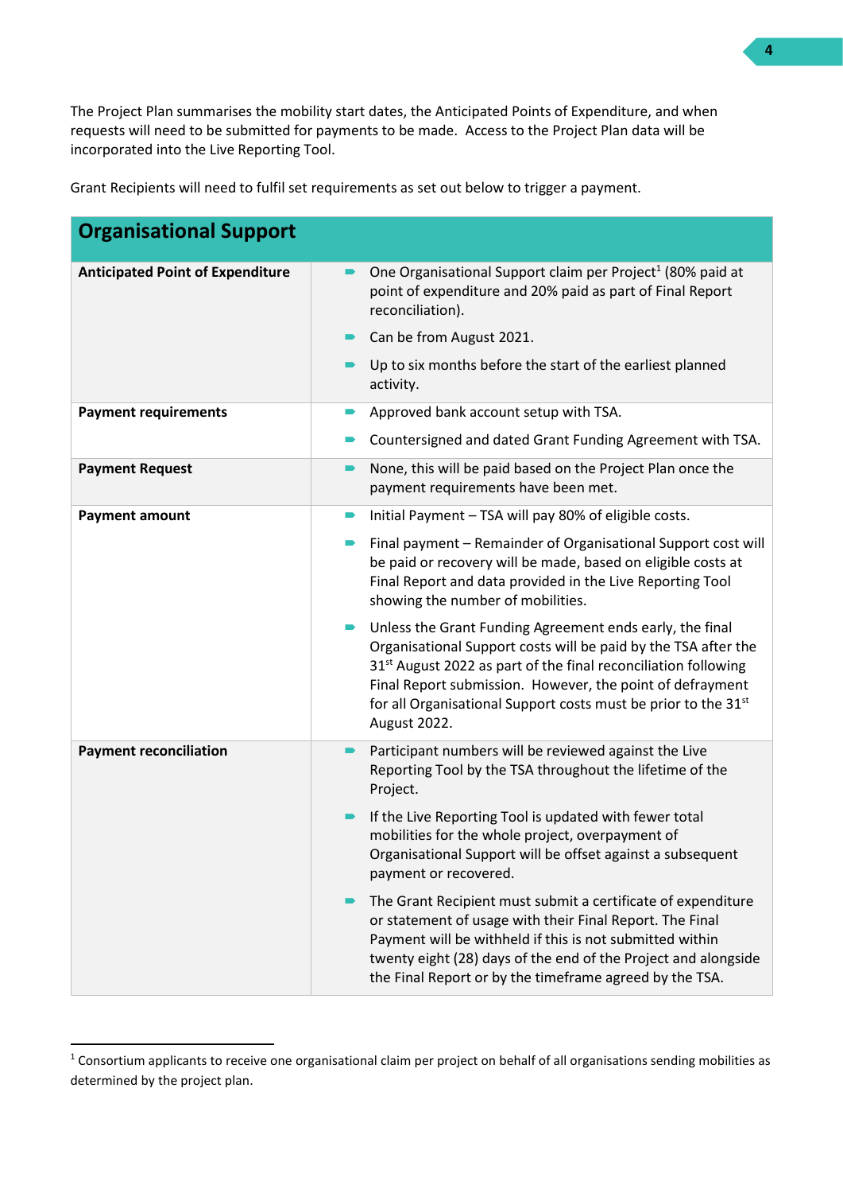The Project Plan summarises the mobility start dates, the Anticipated Points of Expenditure, and when requests will need to be submitted for payments to be made. Access to the Project Plan data will be incorporated into the Live Reporting Tool.

Grant Recipients will need to fulfil set requirements as set out below to trigger a payment.

| **Organisational Support** | |
|---|---|
| **Anticipated Point of Expenditure** | • One Organisational Support claim per Project[1] (80% paid at point of expenditure and 20% paid as part of Final Report reconciliation).<br>• Can be from August 2021.<br>• Up to six months before the start of the earliest planned activity. |
| **Payment requirements** | • Approved bank account setup with TSA.<br>• Countersigned and dated Grant Funding Agreement with TSA. |
| **Payment Request** | • None, this will be paid based on the Project Plan once the payment requirements have been met. |
| **Payment amount** | • Initial Payment – TSA will pay 80% of eligible costs.<br>• Final payment – Remainder of Organisational Support cost will be paid or recovery will be made, based on eligible costs at Final Report and data provided in the Live Reporting Tool showing the number of mobilities.<br>• Unless the Grant Funding Agreement ends early, the final Organisational Support costs will be paid by the TSA after the 31st August 2022 as part of the final reconciliation following Final Report submission. However, the point of defrayment for all Organisational Support costs must be prior to the 31st August 2022. |
| **Payment reconciliation** | • Participant numbers will be reviewed against the Live Reporting Tool by the TSA throughout the lifetime of the Project.<br>• If the Live Reporting Tool is updated with fewer total mobilities for the whole project, overpayment of Organisational Support will be offset against a subsequent payment or recovered.<br>• The Grant Recipient must submit a certificate of expenditure or statement of usage with their Final Report. The Final Payment will be withheld if this is not submitted within twenty eight (28) days of the end of the Project and alongside the Final Report or by the timeframe agreed by the TSA. |

[1] Consortium applicants to receive one organisational claim per project on behalf of all organisations sending mobilities as determined by the project plan.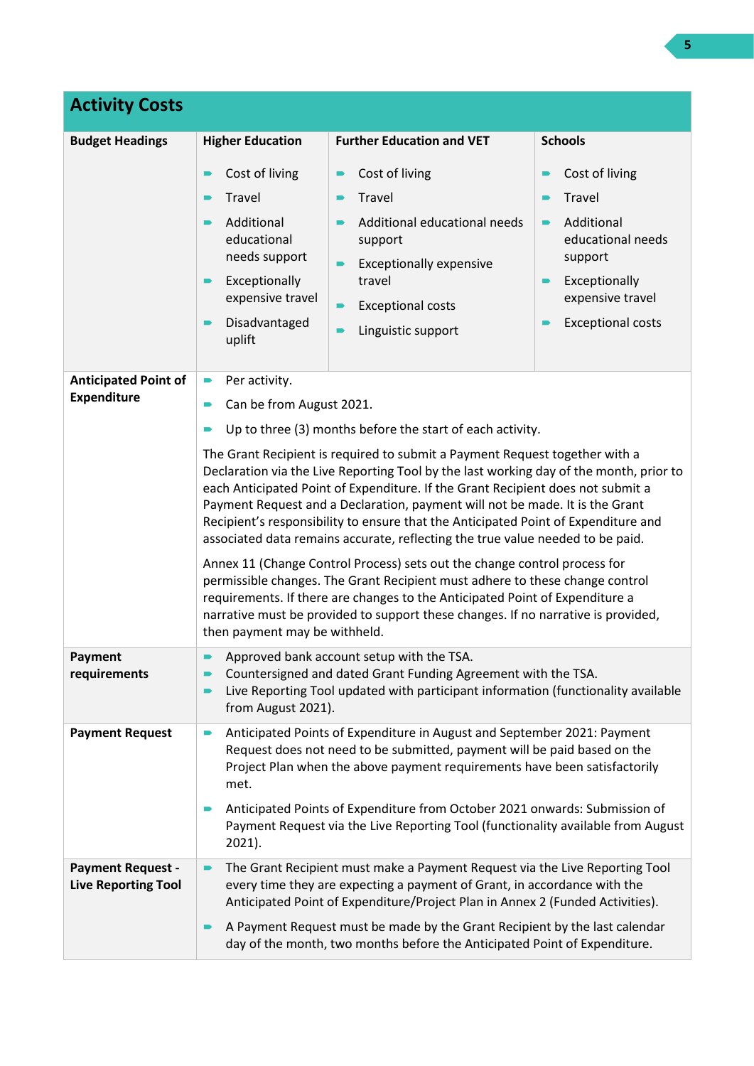## Activity Costs

| Budget Headings | Higher Education | Further Education and VET | Schools |
|---|---|---|---|
| | • Cost of living<br>• Travel<br>• Additional educational needs support<br>• Exceptionally expensive travel<br>• Disadvantaged uplift | • Cost of living<br>• Travel<br>• Additional educational needs support<br>• Exceptionally expensive travel<br>• Exceptional costs<br>• Linguistic support | • Cost of living<br>• Travel<br>• Additional educational needs support<br>• Exceptionally expensive travel<br>• Exceptional costs |
| **Anticipated Point of Expenditure** | • Per activity.<br>• Can be from August 2021.<br>• Up to three (3) months before the start of each activity.<br><br>The Grant Recipient is required to submit a Payment Request together with a Declaration via the Live Reporting Tool by the last working day of the month, prior to each Anticipated Point of Expenditure. If the Grant Recipient does not submit a Payment Request and a Declaration, payment will not be made. It is the Grant Recipient's responsibility to ensure that the Anticipated Point of Expenditure and associated data remains accurate, reflecting the true value needed to be paid.<br><br>Annex 11 (Change Control Process) sets out the change control process for permissible changes. The Grant Recipient must adhere to these change control requirements. If there are changes to the Anticipated Point of Expenditure a narrative must be provided to support these changes. If no narrative is provided, then payment may be withheld. | | |
| **Payment requirements** | • Approved bank account setup with the TSA.<br>• Countersigned and dated Grant Funding Agreement with the TSA.<br>• Live Reporting Tool updated with participant information (functionality available from August 2021). | | |
| **Payment Request** | • Anticipated Points of Expenditure in August and September 2021: Payment Request does not need to be submitted, payment will be paid based on the Project Plan when the above payment requirements have been satisfactorily met.<br>• Anticipated Points of Expenditure from October 2021 onwards: Submission of Payment Request via the Live Reporting Tool (functionality available from August 2021). | | |
| **Payment Request - Live Reporting Tool** | • The Grant Recipient must make a Payment Request via the Live Reporting Tool every time they are expecting a payment of Grant, in accordance with the Anticipated Point of Expenditure/Project Plan in Annex 2 (Funded Activities).<br>• A Payment Request must be made by the Grant Recipient by the last calendar day of the month, two months before the Anticipated Point of Expenditure. | | |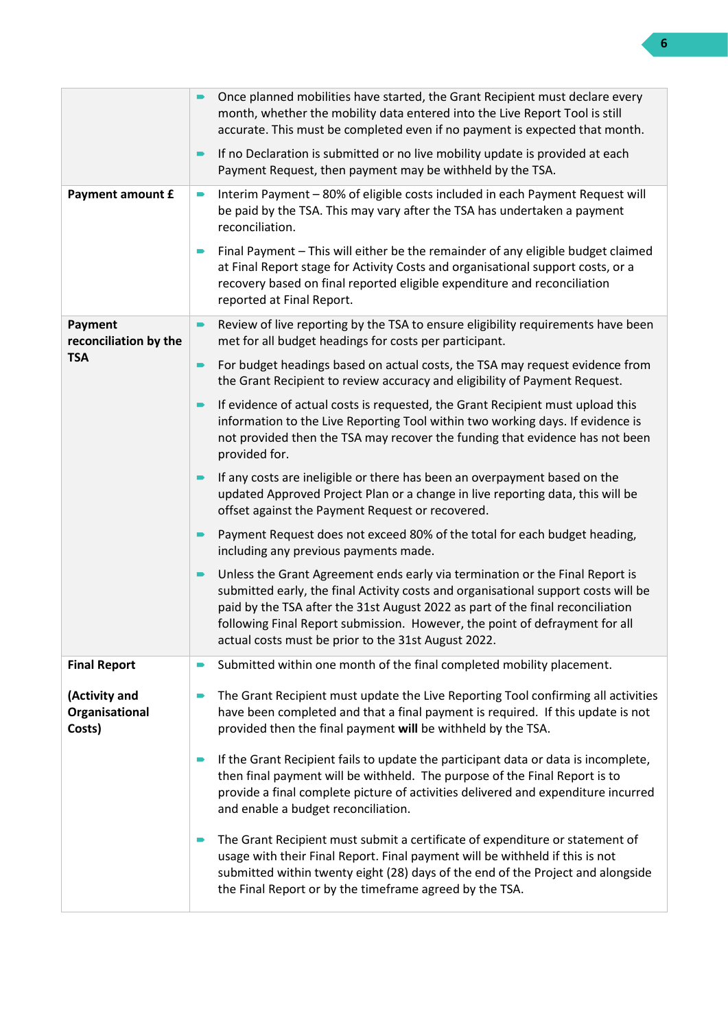| | |
|---|---|
| | ▪ Once planned mobilities have started, the Grant Recipient must declare every month, whether the mobility data entered into the Live Report Tool is still accurate. This must be completed even if no payment is expected that month.<br><br>▪ If no Declaration is submitted or no live mobility update is provided at each Payment Request, then payment may be withheld by the TSA. |
| **Payment amount £** | ▪ Interim Payment – 80% of eligible costs included in each Payment Request will be paid by the TSA. This may vary after the TSA has undertaken a payment reconciliation.<br><br>▪ Final Payment – This will either be the remainder of any eligible budget claimed at Final Report stage for Activity Costs and organisational support costs, or a recovery based on final reported eligible expenditure and reconciliation reported at Final Report. |
| **Payment reconciliation by the TSA** | ▪ Review of live reporting by the TSA to ensure eligibility requirements have been met for all budget headings for costs per participant.<br><br>▪ For budget headings based on actual costs, the TSA may request evidence from the Grant Recipient to review accuracy and eligibility of Payment Request.<br><br>▪ If evidence of actual costs is requested, the Grant Recipient must upload this information to the Live Reporting Tool within two working days. If evidence is not provided then the TSA may recover the funding that evidence has not been provided for.<br><br>▪ If any costs are ineligible or there has been an overpayment based on the updated Approved Project Plan or a change in live reporting data, this will be offset against the Payment Request or recovered.<br><br>▪ Payment Request does not exceed 80% of the total for each budget heading, including any previous payments made.<br><br>▪ Unless the Grant Agreement ends early via termination or the Final Report is submitted early, the final Activity costs and organisational support costs will be paid by the TSA after the 31st August 2022 as part of the final reconciliation following Final Report submission. However, the point of defrayment for all actual costs must be prior to the 31st August 2022. |
| **Final Report**<br><br>**(Activity and Organisational Costs)** | ▪ Submitted within one month of the final completed mobility placement.<br><br>▪ The Grant Recipient must update the Live Reporting Tool confirming all activities have been completed and that a final payment is required. If this update is not provided then the final payment **will** be withheld by the TSA.<br><br>▪ If the Grant Recipient fails to update the participant data or data is incomplete, then final payment will be withheld. The purpose of the Final Report is to provide a final complete picture of activities delivered and expenditure incurred and enable a budget reconciliation.<br><br>▪ The Grant Recipient must submit a certificate of expenditure or statement of usage with their Final Report. Final payment will be withheld if this is not submitted within twenty eight (28) days of the end of the Project and alongside the Final Report or by the timeframe agreed by the TSA. |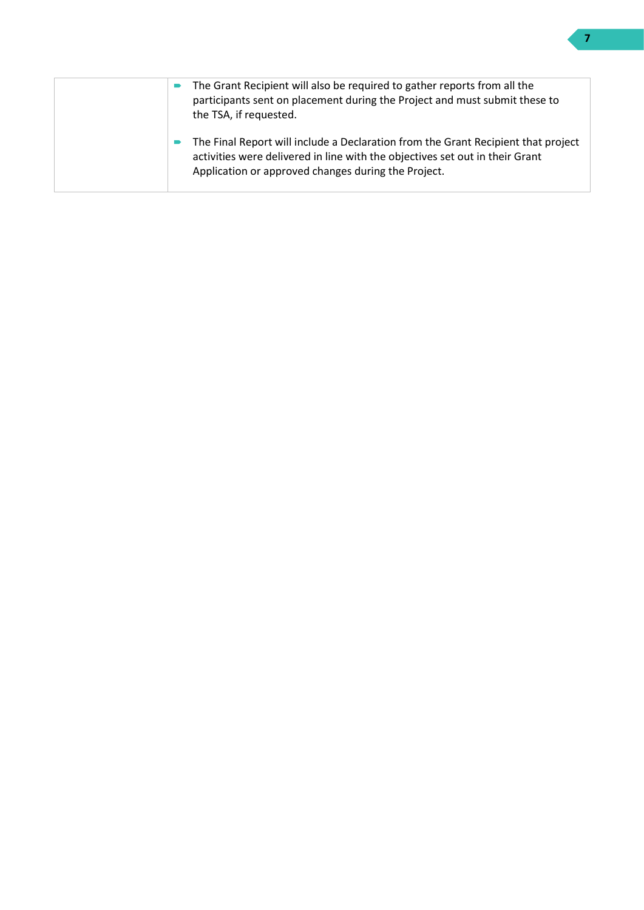| | |
|---|---|
| | • The Grant Recipient will also be required to gather reports from all the participants sent on placement during the Project and must submit these to the TSA, if requested.<br><br>• The Final Report will include a Declaration from the Grant Recipient that project activities were delivered in line with the objectives set out in their Grant Application or approved changes during the Project. |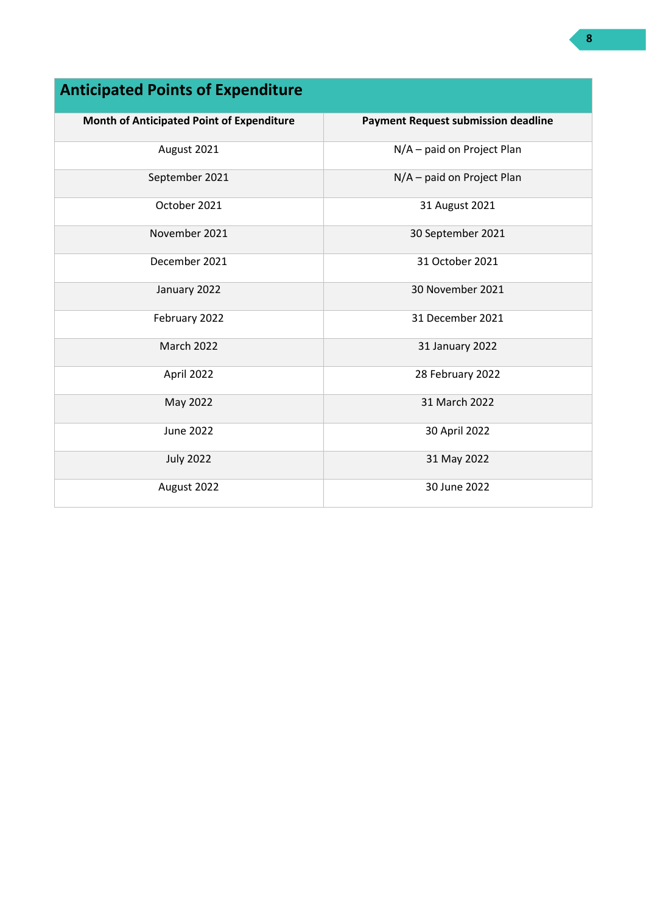## Anticipated Points of Expenditure

| Month of Anticipated Point of Expenditure | Payment Request submission deadline |
|---|---|
| August 2021 | N/A – paid on Project Plan |
| September 2021 | N/A – paid on Project Plan |
| October 2021 | 31 August 2021 |
| November 2021 | 30 September 2021 |
| December 2021 | 31 October 2021 |
| January 2022 | 30 November 2021 |
| February 2022 | 31 December 2021 |
| March 2022 | 31 January 2022 |
| April 2022 | 28 February 2022 |
| May 2022 | 31 March 2022 |
| June 2022 | 30 April 2022 |
| July 2022 | 31 May 2022 |
| August 2022 | 30 June 2022 |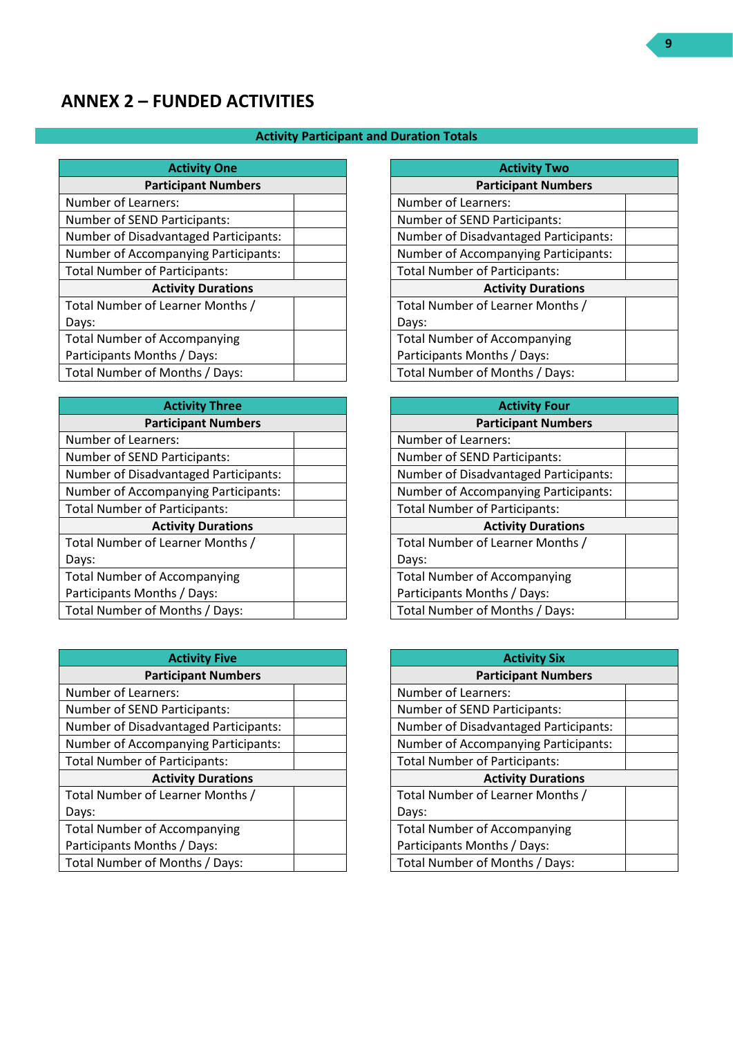# ANNEX 2 – FUNDED ACTIVITIES

## Activity Participant and Duration Totals

| Activity One | |
|---|---|
| **Participant Numbers** | |
| Number of Learners: | |
| Number of SEND Participants: | |
| Number of Disadvantaged Participants: | |
| Number of Accompanying Participants: | |
| Total Number of Participants: | |
| **Activity Durations** | |
| Total Number of Learner Months / Days: | |
| Total Number of Accompanying Participants Months / Days: | |
| Total Number of Months / Days: | |

| Activity Two | |
|---|---|
| **Participant Numbers** | |
| Number of Learners: | |
| Number of SEND Participants: | |
| Number of Disadvantaged Participants: | |
| Number of Accompanying Participants: | |
| Total Number of Participants: | |
| **Activity Durations** | |
| Total Number of Learner Months / Days: | |
| Total Number of Accompanying Participants Months / Days: | |
| Total Number of Months / Days: | |

| Activity Three | |
|---|---|
| **Participant Numbers** | |
| Number of Learners: | |
| Number of SEND Participants: | |
| Number of Disadvantaged Participants: | |
| Number of Accompanying Participants: | |
| Total Number of Participants: | |
| **Activity Durations** | |
| Total Number of Learner Months / Days: | |
| Total Number of Accompanying Participants Months / Days: | |
| Total Number of Months / Days: | |

| Activity Four | |
|---|---|
| **Participant Numbers** | |
| Number of Learners: | |
| Number of SEND Participants: | |
| Number of Disadvantaged Participants: | |
| Number of Accompanying Participants: | |
| Total Number of Participants: | |
| **Activity Durations** | |
| Total Number of Learner Months / Days: | |
| Total Number of Accompanying Participants Months / Days: | |
| Total Number of Months / Days: | |

| Activity Five | |
|---|---|
| **Participant Numbers** | |
| Number of Learners: | |
| Number of SEND Participants: | |
| Number of Disadvantaged Participants: | |
| Number of Accompanying Participants: | |
| Total Number of Participants: | |
| **Activity Durations** | |
| Total Number of Learner Months / Days: | |
| Total Number of Accompanying Participants Months / Days: | |
| Total Number of Months / Days: | |

| Activity Six | |
|---|---|
| **Participant Numbers** | |
| Number of Learners: | |
| Number of SEND Participants: | |
| Number of Disadvantaged Participants: | |
| Number of Accompanying Participants: | |
| Total Number of Participants: | |
| **Activity Durations** | |
| Total Number of Learner Months / Days: | |
| Total Number of Accompanying Participants Months / Days: | |
| Total Number of Months / Days: | |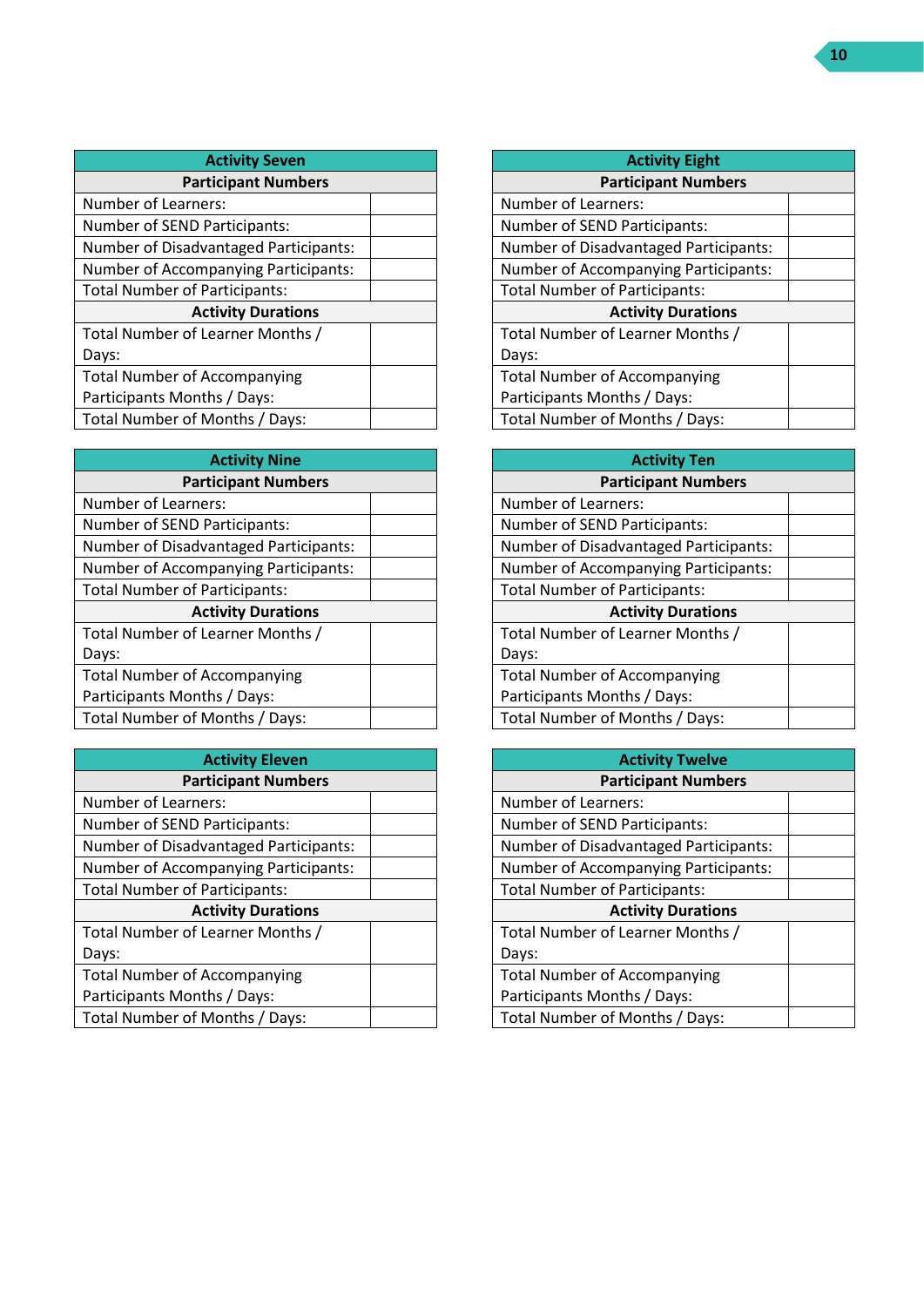| Activity Seven | |
|---|---|
| **Participant Numbers** | |
| Number of Learners: | |
| Number of SEND Participants: | |
| Number of Disadvantaged Participants: | |
| Number of Accompanying Participants: | |
| Total Number of Participants: | |
| **Activity Durations** | |
| Total Number of Learner Months / Days: | |
| Total Number of Accompanying Participants Months / Days: | |
| Total Number of Months / Days: | |

| Activity Eight | |
|---|---|
| **Participant Numbers** | |
| Number of Learners: | |
| Number of SEND Participants: | |
| Number of Disadvantaged Participants: | |
| Number of Accompanying Participants: | |
| Total Number of Participants: | |
| **Activity Durations** | |
| Total Number of Learner Months / Days: | |
| Total Number of Accompanying Participants Months / Days: | |
| Total Number of Months / Days: | |

| Activity Nine | |
|---|---|
| **Participant Numbers** | |
| Number of Learners: | |
| Number of SEND Participants: | |
| Number of Disadvantaged Participants: | |
| Number of Accompanying Participants: | |
| Total Number of Participants: | |
| **Activity Durations** | |
| Total Number of Learner Months / Days: | |
| Total Number of Accompanying Participants Months / Days: | |
| Total Number of Months / Days: | |

| Activity Ten | |
|---|---|
| **Participant Numbers** | |
| Number of Learners: | |
| Number of SEND Participants: | |
| Number of Disadvantaged Participants: | |
| Number of Accompanying Participants: | |
| Total Number of Participants: | |
| **Activity Durations** | |
| Total Number of Learner Months / Days: | |
| Total Number of Accompanying Participants Months / Days: | |
| Total Number of Months / Days: | |

| Activity Eleven | |
|---|---|
| **Participant Numbers** | |
| Number of Learners: | |
| Number of SEND Participants: | |
| Number of Disadvantaged Participants: | |
| Number of Accompanying Participants: | |
| Total Number of Participants: | |
| **Activity Durations** | |
| Total Number of Learner Months / Days: | |
| Total Number of Accompanying Participants Months / Days: | |
| Total Number of Months / Days: | |

| Activity Twelve | |
|---|---|
| **Participant Numbers** | |
| Number of Learners: | |
| Number of SEND Participants: | |
| Number of Disadvantaged Participants: | |
| Number of Accompanying Participants: | |
| Total Number of Participants: | |
| **Activity Durations** | |
| Total Number of Learner Months / Days: | |
| Total Number of Accompanying Participants Months / Days: | |
| Total Number of Months / Days: | |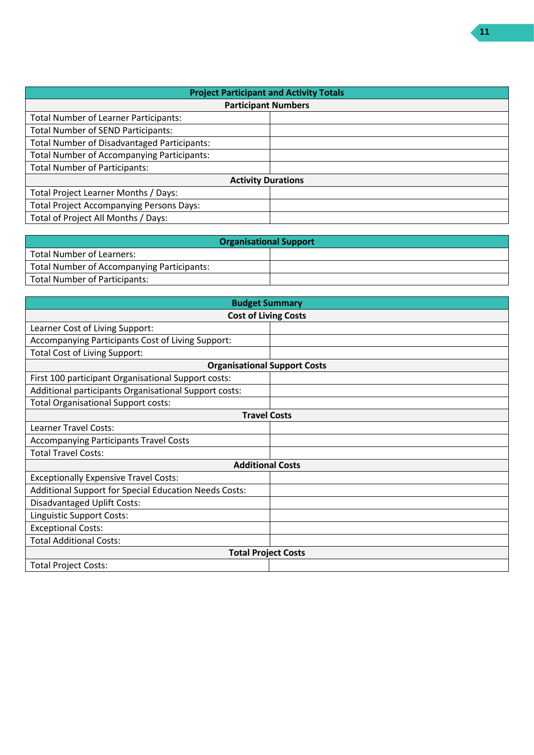| Project Participant and Activity Totals | |
|---|---|
| **Participant Numbers** | |
| Total Number of Learner Participants: | |
| Total Number of SEND Participants: | |
| Total Number of Disadvantaged Participants: | |
| Total Number of Accompanying Participants: | |
| Total Number of Participants: | |
| **Activity Durations** | |
| Total Project Learner Months / Days: | |
| Total Project Accompanying Persons Days: | |
| Total of Project All Months / Days: | |

| Organisational Support | |
|---|---|
| Total Number of Learners: | |
| Total Number of Accompanying Participants: | |
| Total Number of Participants: | |

| Budget Summary | |
|---|---|
| **Cost of Living Costs** | |
| Learner Cost of Living Support: | |
| Accompanying Participants Cost of Living Support: | |
| Total Cost of Living Support: | |
| **Organisational Support Costs** | |
| First 100 participant Organisational Support costs: | |
| Additional participants Organisational Support costs: | |
| Total Organisational Support costs: | |
| **Travel Costs** | |
| Learner Travel Costs: | |
| Accompanying Participants Travel Costs | |
| Total Travel Costs: | |
| **Additional Costs** | |
| Exceptionally Expensive Travel Costs: | |
| Additional Support for Special Education Needs Costs: | |
| Disadvantaged Uplift Costs: | |
| Linguistic Support Costs: | |
| Exceptional Costs: | |
| Total Additional Costs: | |
| **Total Project Costs** | |
| Total Project Costs: | |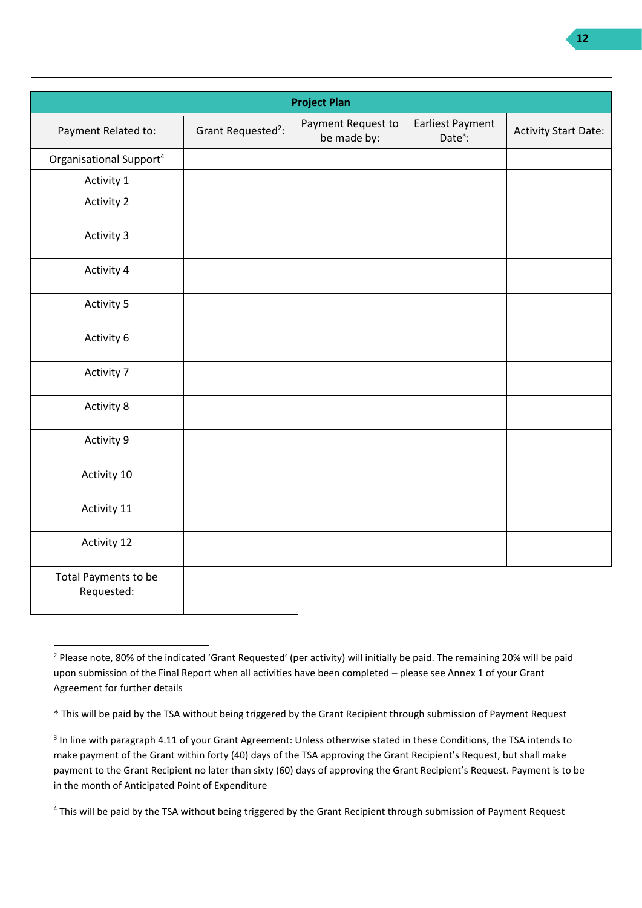| Project Plan | | | | |
|---|---|---|---|---|
| Payment Related to: | Grant Requested[2]: | Payment Request to be made by: | Earliest Payment Date[3]: | Activity Start Date: |
| Organisational Support[4] | | | | |
| Activity 1 | | | | |
| Activity 2 | | | | |
| Activity 3 | | | | |
| Activity 4 | | | | |
| Activity 5 | | | | |
| Activity 6 | | | | |
| Activity 7 | | | | |
| Activity 8 | | | | |
| Activity 9 | | | | |
| Activity 10 | | | | |
| Activity 11 | | | | |
| Activity 12 | | | | |
| Total Payments to be Requested: | | | | |

[2] Please note, 80% of the indicated 'Grant Requested' (per activity) will initially be paid. The remaining 20% will be paid upon submission of the Final Report when all activities have been completed – please see Annex 1 of your Grant Agreement for further details

* This will be paid by the TSA without being triggered by the Grant Recipient through submission of Payment Request

[3] In line with paragraph 4.11 of your Grant Agreement: Unless otherwise stated in these Conditions, the TSA intends to make payment of the Grant within forty (40) days of the TSA approving the Grant Recipient's Request, but shall make payment to the Grant Recipient no later than sixty (60) days of approving the Grant Recipient's Request. Payment is to be in the month of Anticipated Point of Expenditure

[4] This will be paid by the TSA without being triggered by the Grant Recipient through submission of Payment Request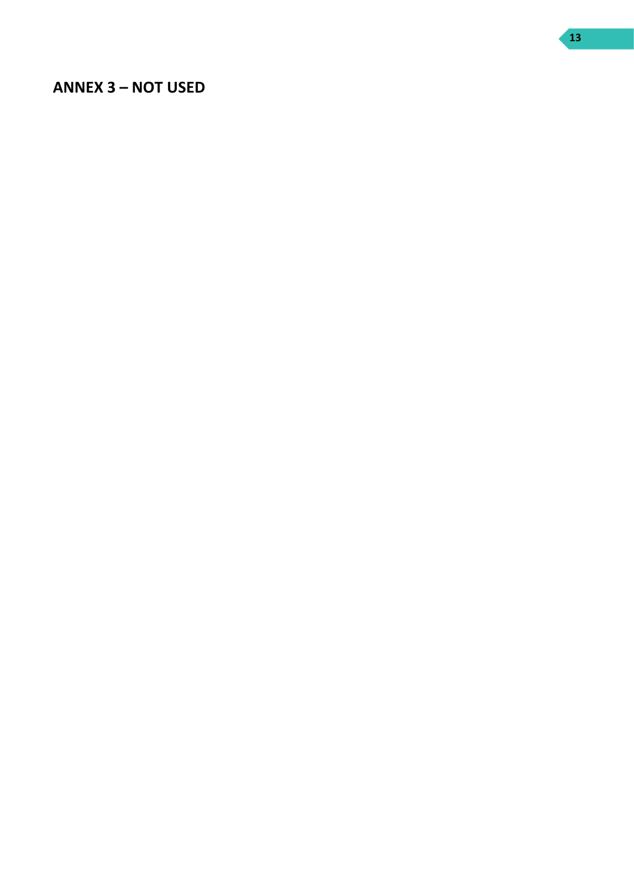## ANNEX 3 – NOT USED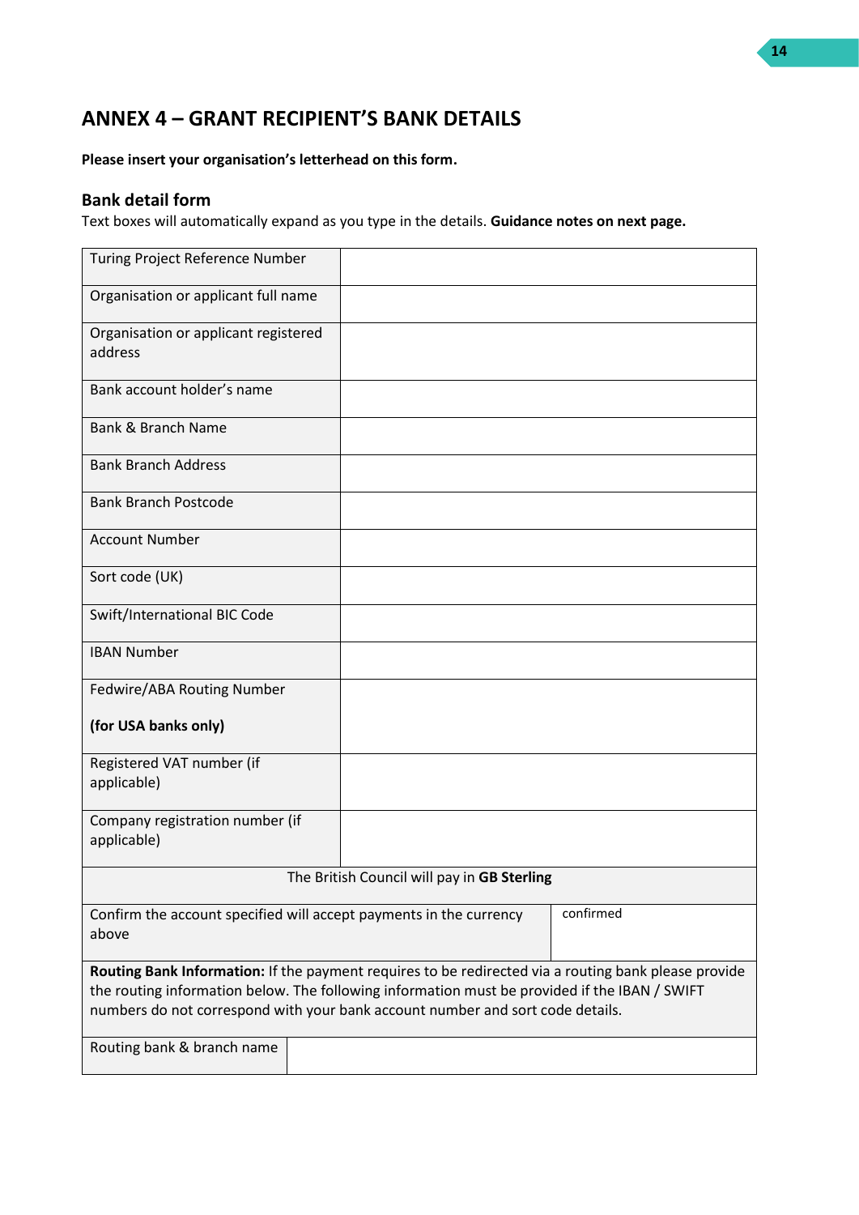## ANNEX 4 – GRANT RECIPIENT'S BANK DETAILS

**Please insert your organisation's letterhead on this form.**

### Bank detail form

Text boxes will automatically expand as you type in the details. **Guidance notes on next page.**

| | |
|---|---|
| Turing Project Reference Number | |
| Organisation or applicant full name | |
| Organisation or applicant registered address | |
| Bank account holder's name | |
| Bank & Branch Name | |
| Bank Branch Address | |
| Bank Branch Postcode | |
| Account Number | |
| Sort code (UK) | |
| Swift/International BIC Code | |
| IBAN Number | |
| Fedwire/ABA Routing Number<br><br>**(for USA banks only)** | |
| Registered VAT number (if applicable) | |
| Company registration number (if applicable) | |
| The British Council will pay in **GB Sterling** | |
| Confirm the account specified will accept payments in the currency above | confirmed |
| **Routing Bank Information:** If the payment requires to be redirected via a routing bank please provide the routing information below. The following information must be provided if the IBAN / SWIFT numbers do not correspond with your bank account number and sort code details. | |
| Routing bank & branch name | |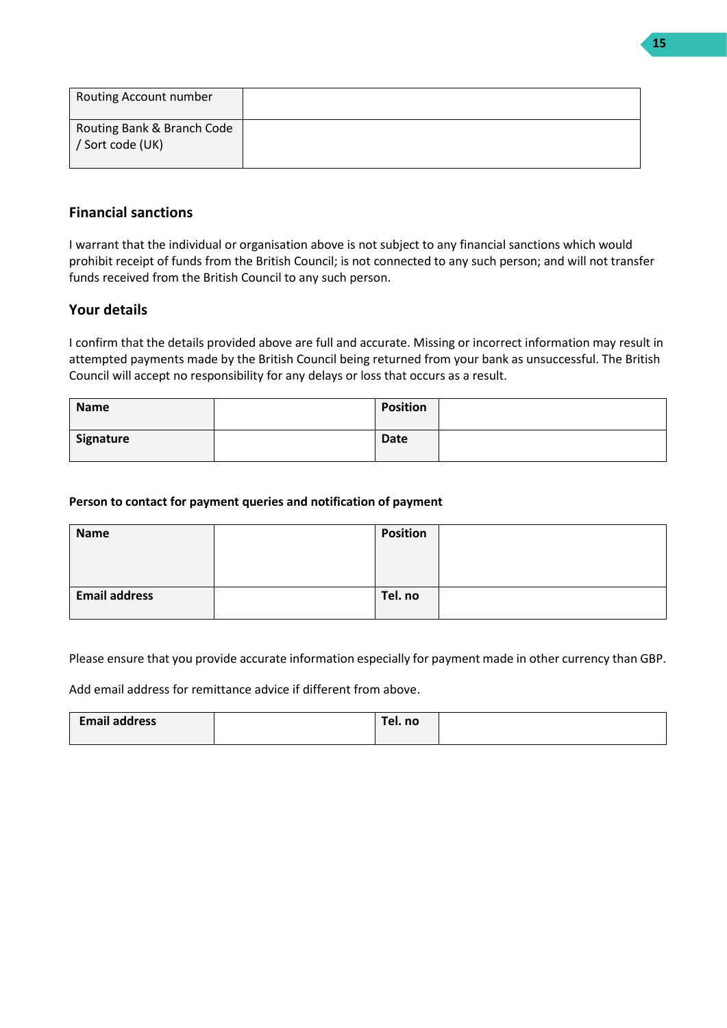| Routing Account number | |
|---|---|
| Routing Bank & Branch Code / Sort code (UK) | |

## Financial sanctions

I warrant that the individual or organisation above is not subject to any financial sanctions which would prohibit receipt of funds from the British Council; is not connected to any such person; and will not transfer funds received from the British Council to any such person.

## Your details

I confirm that the details provided above are full and accurate. Missing or incorrect information may result in attempted payments made by the British Council being returned from your bank as unsuccessful. The British Council will accept no responsibility for any delays or loss that occurs as a result.

| **Name** | | **Position** | |
|---|---|---|---|
| **Signature** | | **Date** | |

**Person to contact for payment queries and notification of payment**

| **Name** | | **Position** | |
|---|---|---|---|
| **Email address** | | **Tel. no** | |

Please ensure that you provide accurate information especially for payment made in other currency than GBP.

Add email address for remittance advice if different from above.

| **Email address** | | **Tel. no** | |
|---|---|---|---|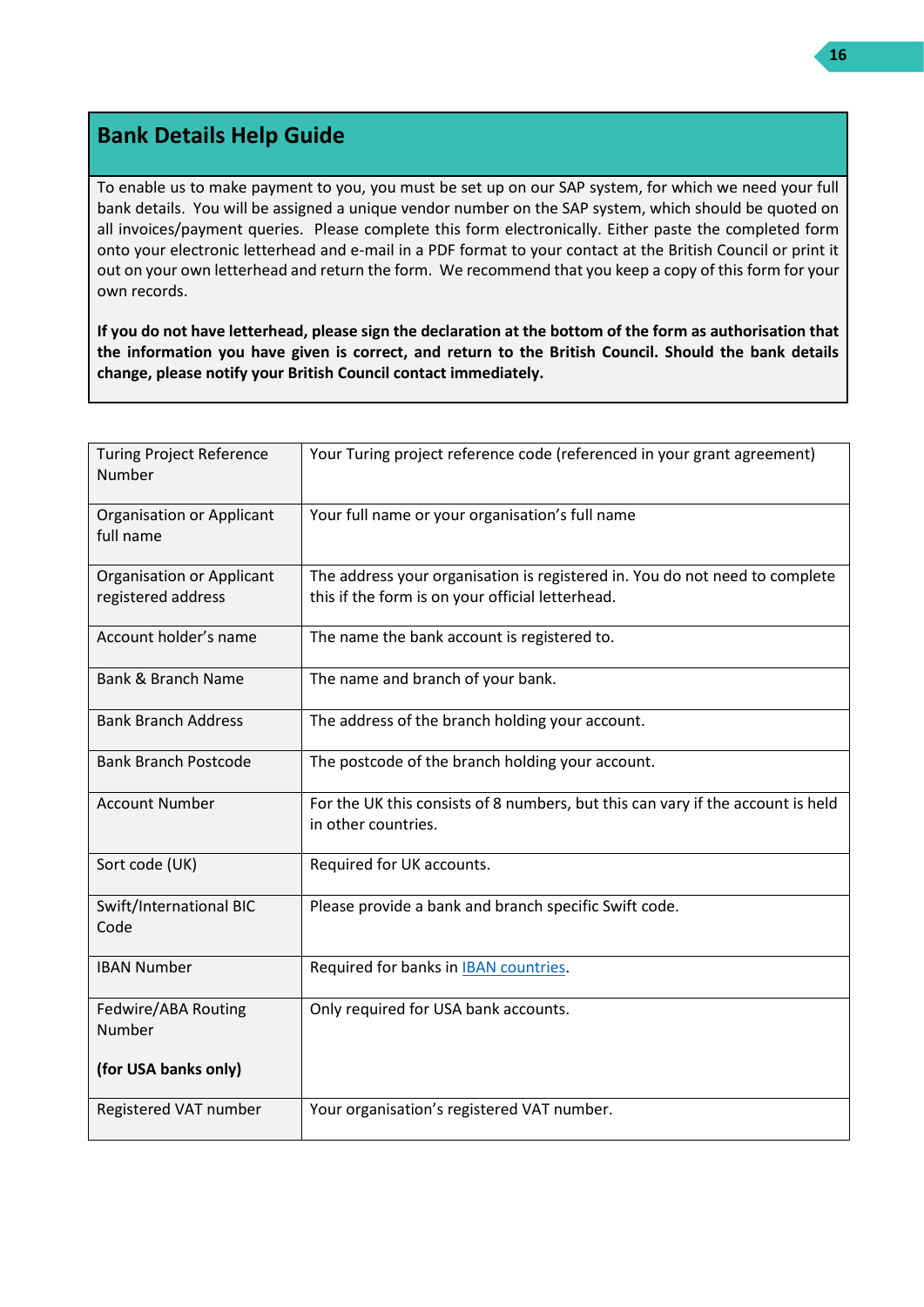## Bank Details Help Guide

To enable us to make payment to you, you must be set up on our SAP system, for which we need your full bank details. You will be assigned a unique vendor number on the SAP system, which should be quoted on all invoices/payment queries. Please complete this form electronically. Either paste the completed form onto your electronic letterhead and e-mail in a PDF format to your contact at the British Council or print it out on your own letterhead and return the form. We recommend that you keep a copy of this form for your own records.

**If you do not have letterhead, please sign the declaration at the bottom of the form as authorisation that the information you have given is correct, and return to the British Council. Should the bank details change, please notify your British Council contact immediately.**

| | |
|---|---|
| Turing Project Reference Number | Your Turing project reference code (referenced in your grant agreement) |
| Organisation or Applicant full name | Your full name or your organisation's full name |
| Organisation or Applicant registered address | The address your organisation is registered in. You do not need to complete this if the form is on your official letterhead. |
| Account holder's name | The name the bank account is registered to. |
| Bank & Branch Name | The name and branch of your bank. |
| Bank Branch Address | The address of the branch holding your account. |
| Bank Branch Postcode | The postcode of the branch holding your account. |
| Account Number | For the UK this consists of 8 numbers, but this can vary if the account is held in other countries. |
| Sort code (UK) | Required for UK accounts. |
| Swift/International BIC Code | Please provide a bank and branch specific Swift code. |
| IBAN Number | Required for banks in IBAN countries. |
| Fedwire/ABA Routing Number<br><br>**(for USA banks only)** | Only required for USA bank accounts. |
| Registered VAT number | Your organisation's registered VAT number. |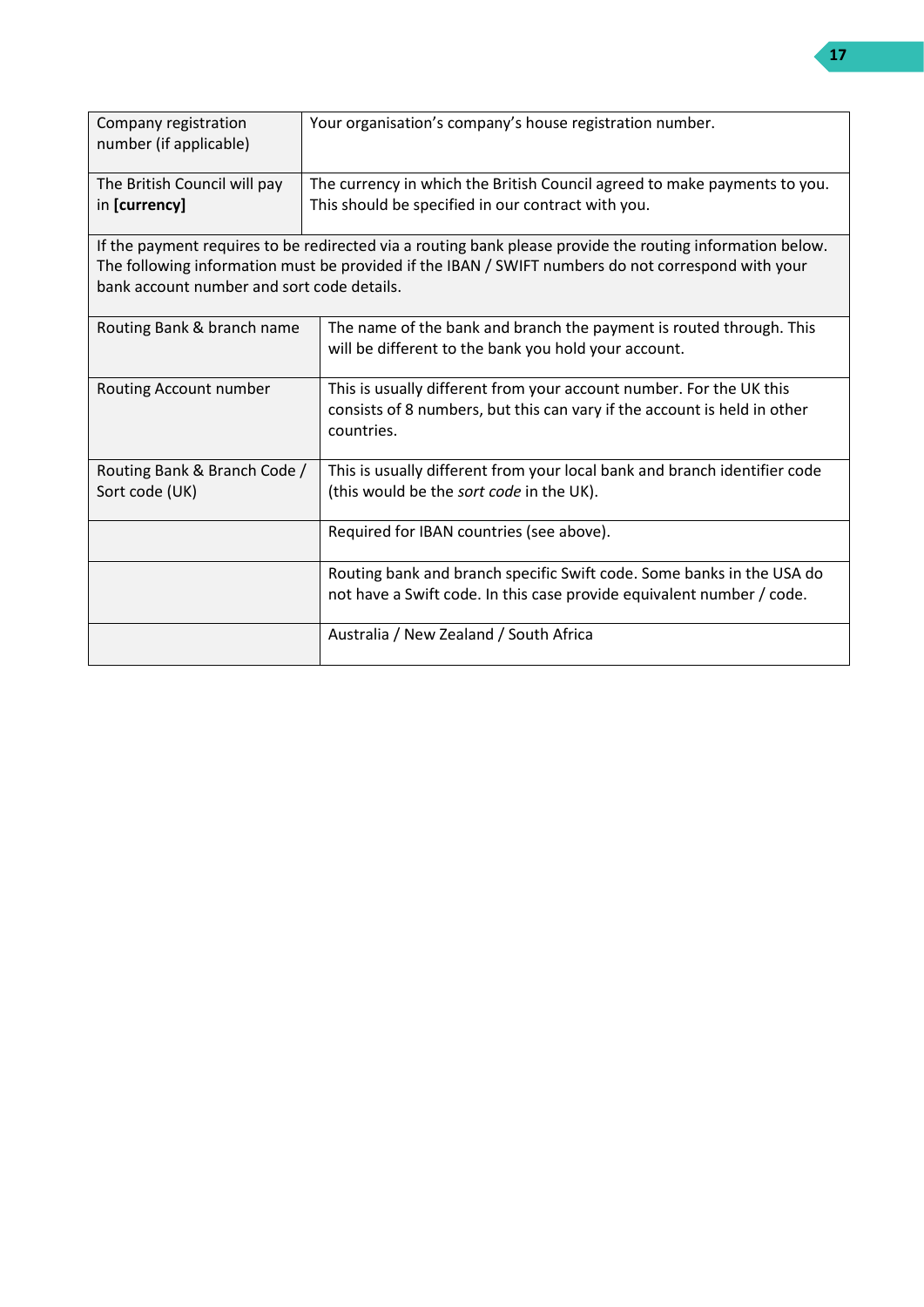| | |
|---|---|
| Company registration number (if applicable) | Your organisation's company's house registration number. |
| The British Council will pay in **[currency]** | The currency in which the British Council agreed to make payments to you. This should be specified in our contract with you. |
| If the payment requires to be redirected via a routing bank please provide the routing information below. The following information must be provided if the IBAN / SWIFT numbers do not correspond with your bank account number and sort code details. | |
| Routing Bank & branch name | The name of the bank and branch the payment is routed through. This will be different to the bank you hold your account. |
| Routing Account number | This is usually different from your account number. For the UK this consists of 8 numbers, but this can vary if the account is held in other countries. |
| Routing Bank & Branch Code / Sort code (UK) | This is usually different from your local bank and branch identifier code (this would be the *sort code* in the UK). |
| | Required for IBAN countries (see above). |
| | Routing bank and branch specific Swift code. Some banks in the USA do not have a Swift code. In this case provide equivalent number / code. |
| | Australia / New Zealand / South Africa |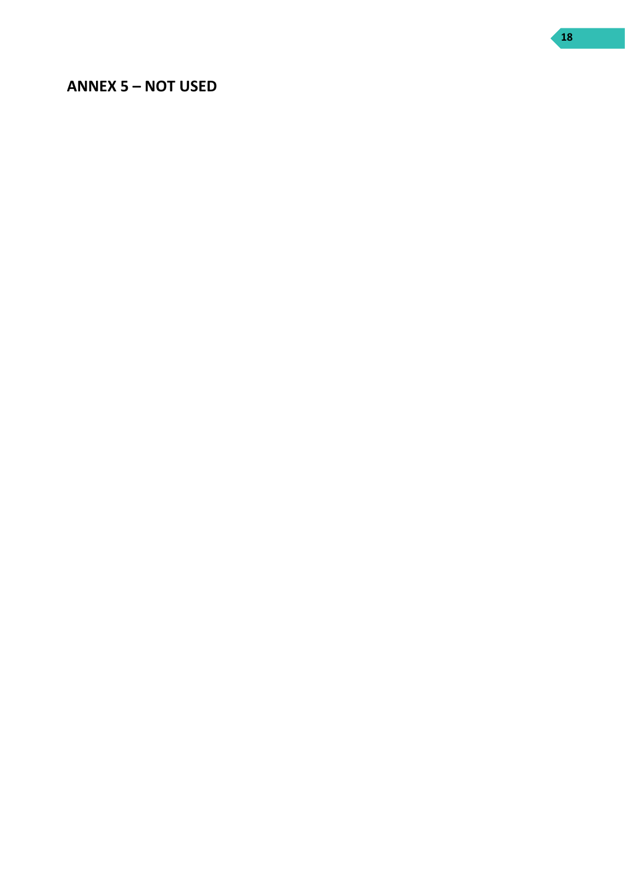## ANNEX 5 – NOT USED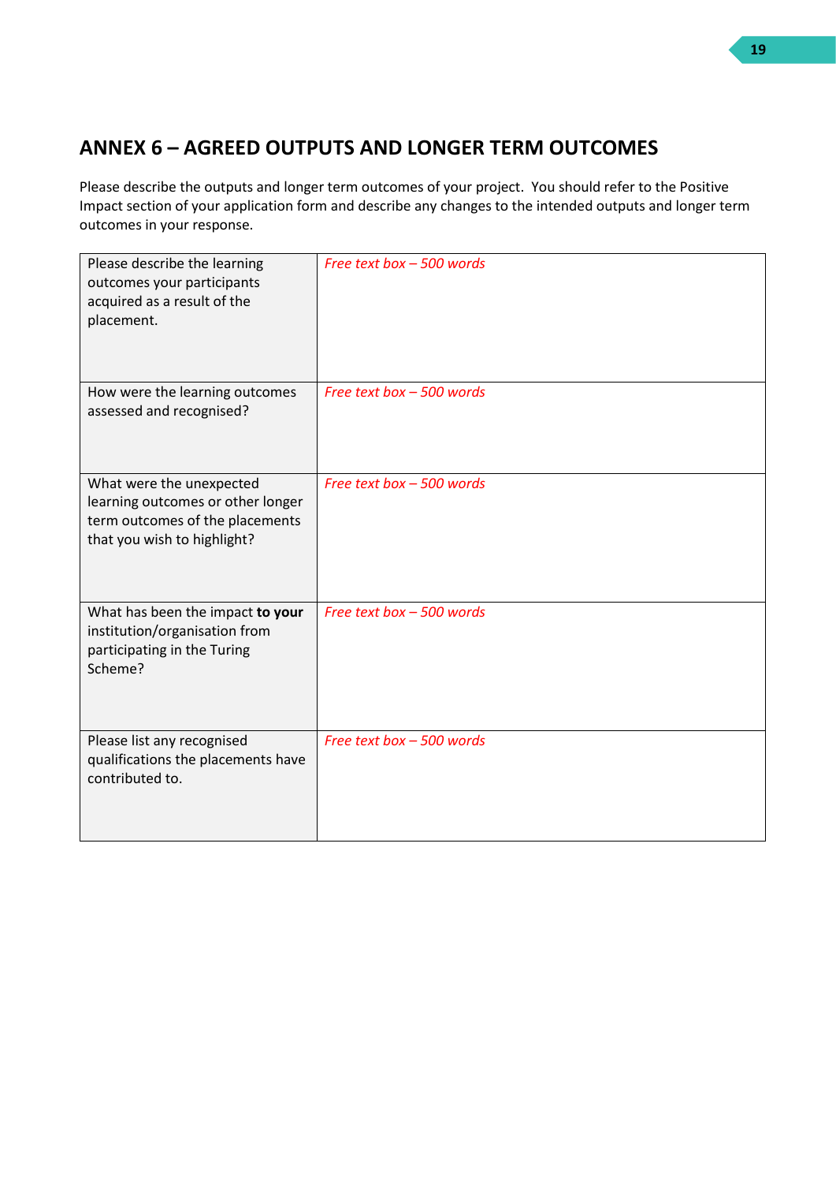## ANNEX 6 – AGREED OUTPUTS AND LONGER TERM OUTCOMES

Please describe the outputs and longer term outcomes of your project. You should refer to the Positive Impact section of your application form and describe any changes to the intended outputs and longer term outcomes in your response.

| | |
|---|---|
| Please describe the learning outcomes your participants acquired as a result of the placement. | *Free text box – 500 words* |
| How were the learning outcomes assessed and recognised? | *Free text box – 500 words* |
| What were the unexpected learning outcomes or other longer term outcomes of the placements that you wish to highlight? | *Free text box – 500 words* |
| What has been the impact **to your** institution/organisation from participating in the Turing Scheme? | *Free text box – 500 words* |
| Please list any recognised qualifications the placements have contributed to. | *Free text box – 500 words* |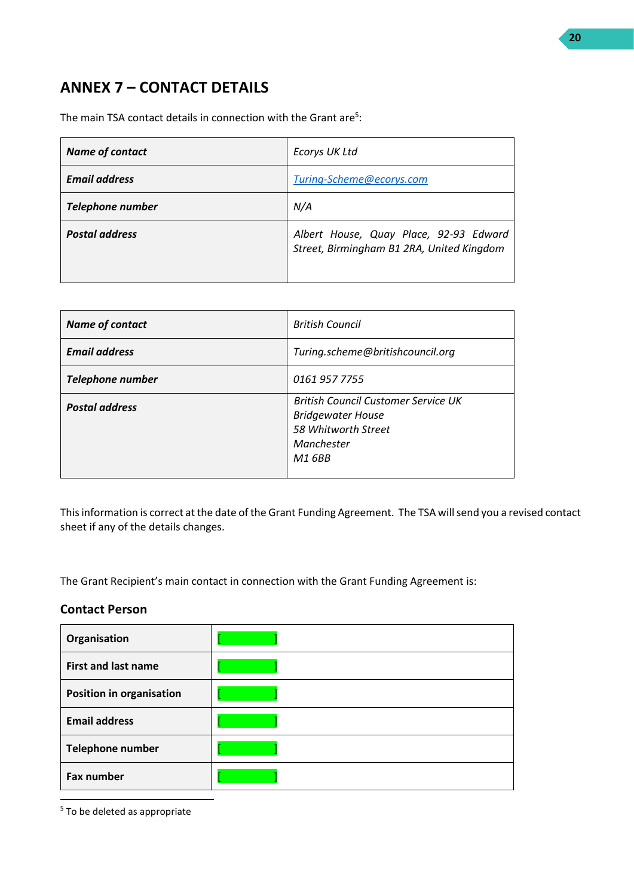# ANNEX 7 – CONTACT DETAILS

The main TSA contact details in connection with the Grant are[5]:

| ***Name of contact*** | *Ecorys UK Ltd* |
|---|---|
| ***Email address*** | *Turing-Scheme@ecorys.com* |
| ***Telephone number*** | *N/A* |
| ***Postal address*** | *Albert House, Quay Place, 92-93 Edward Street, Birmingham B1 2RA, United Kingdom* |

| ***Name of contact*** | *British Council* |
|---|---|
| ***Email address*** | *Turing.scheme@britishcouncil.org* |
| ***Telephone number*** | *0161 957 7755* |
| ***Postal address*** | *British Council Customer Service UK*<br>*Bridgewater House*<br>*58 Whitworth Street*<br>*Manchester*<br>*M1 6BB* |

This information is correct at the date of the Grant Funding Agreement. The TSA will send you a revised contact sheet if any of the details changes.

The Grant Recipient's main contact in connection with the Grant Funding Agreement is:

### Contact Person

| **Organisation** | [ ] |
|---|---|
| **First and last name** | [ ] |
| **Position in organisation** | [ ] |
| **Email address** | [ ] |
| **Telephone number** | [ ] |
| **Fax number** | [ ] |

[5] To be deleted as appropriate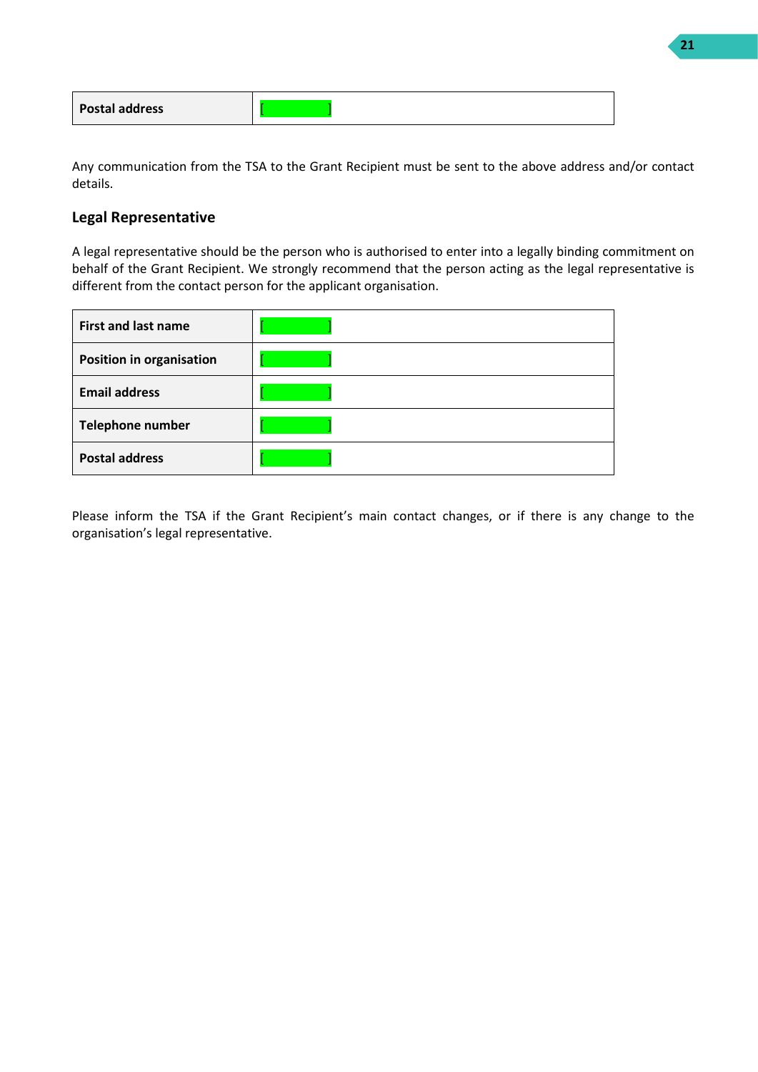| Postal address | [ ] |
|---|---|

Any communication from the TSA to the Grant Recipient must be sent to the above address and/or contact details.

### Legal Representative

A legal representative should be the person who is authorised to enter into a legally binding commitment on behalf of the Grant Recipient. We strongly recommend that the person acting as the legal representative is different from the contact person for the applicant organisation.

| First and last name | [ ] |
|---|---|
| Position in organisation | [ ] |
| Email address | [ ] |
| Telephone number | [ ] |
| Postal address | [ ] |

Please inform the TSA if the Grant Recipient's main contact changes, or if there is any change to the organisation's legal representative.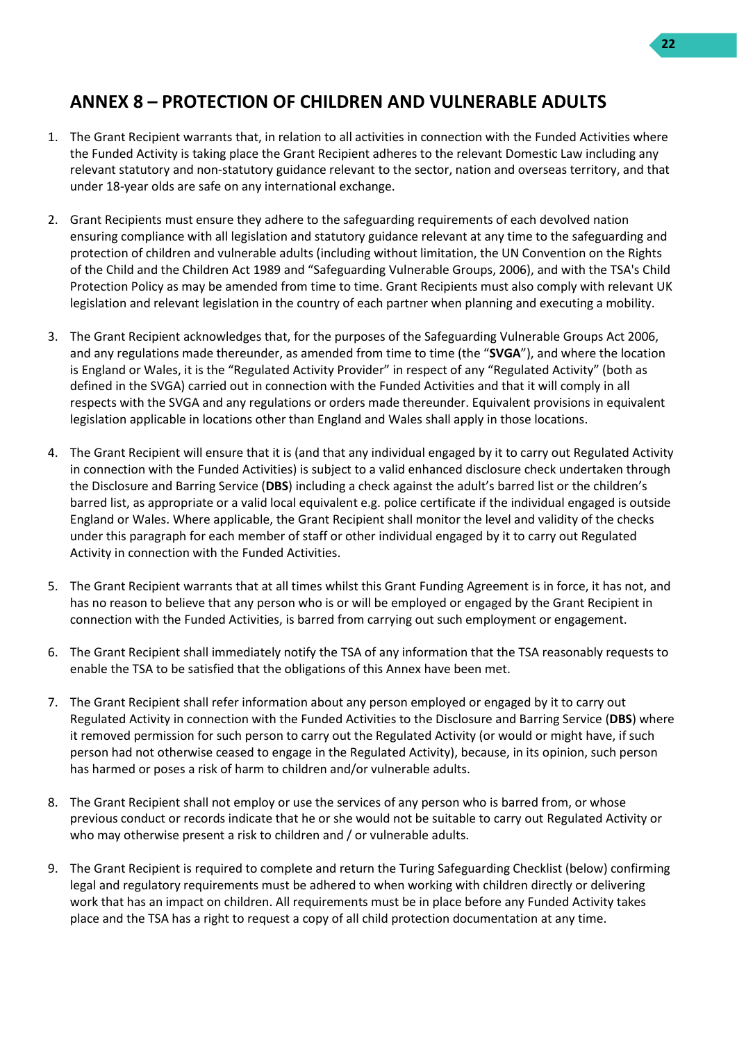## ANNEX 8 – PROTECTION OF CHILDREN AND VULNERABLE ADULTS

1. The Grant Recipient warrants that, in relation to all activities in connection with the Funded Activities where the Funded Activity is taking place the Grant Recipient adheres to the relevant Domestic Law including any relevant statutory and non-statutory guidance relevant to the sector, nation and overseas territory, and that under 18-year olds are safe on any international exchange.

2. Grant Recipients must ensure they adhere to the safeguarding requirements of each devolved nation ensuring compliance with all legislation and statutory guidance relevant at any time to the safeguarding and protection of children and vulnerable adults (including without limitation, the UN Convention on the Rights of the Child and the Children Act 1989 and "Safeguarding Vulnerable Groups, 2006), and with the TSA's Child Protection Policy as may be amended from time to time. Grant Recipients must also comply with relevant UK legislation and relevant legislation in the country of each partner when planning and executing a mobility.

3. The Grant Recipient acknowledges that, for the purposes of the Safeguarding Vulnerable Groups Act 2006, and any regulations made thereunder, as amended from time to time (the "**SVGA**"), and where the location is England or Wales, it is the "Regulated Activity Provider" in respect of any "Regulated Activity" (both as defined in the SVGA) carried out in connection with the Funded Activities and that it will comply in all respects with the SVGA and any regulations or orders made thereunder. Equivalent provisions in equivalent legislation applicable in locations other than England and Wales shall apply in those locations.

4. The Grant Recipient will ensure that it is (and that any individual engaged by it to carry out Regulated Activity in connection with the Funded Activities) is subject to a valid enhanced disclosure check undertaken through the Disclosure and Barring Service (**DBS**) including a check against the adult's barred list or the children's barred list, as appropriate or a valid local equivalent e.g. police certificate if the individual engaged is outside England or Wales. Where applicable, the Grant Recipient shall monitor the level and validity of the checks under this paragraph for each member of staff or other individual engaged by it to carry out Regulated Activity in connection with the Funded Activities.

5. The Grant Recipient warrants that at all times whilst this Grant Funding Agreement is in force, it has not, and has no reason to believe that any person who is or will be employed or engaged by the Grant Recipient in connection with the Funded Activities, is barred from carrying out such employment or engagement.

6. The Grant Recipient shall immediately notify the TSA of any information that the TSA reasonably requests to enable the TSA to be satisfied that the obligations of this Annex have been met.

7. The Grant Recipient shall refer information about any person employed or engaged by it to carry out Regulated Activity in connection with the Funded Activities to the Disclosure and Barring Service (**DBS**) where it removed permission for such person to carry out the Regulated Activity (or would or might have, if such person had not otherwise ceased to engage in the Regulated Activity), because, in its opinion, such person has harmed or poses a risk of harm to children and/or vulnerable adults.

8. The Grant Recipient shall not employ or use the services of any person who is barred from, or whose previous conduct or records indicate that he or she would not be suitable to carry out Regulated Activity or who may otherwise present a risk to children and / or vulnerable adults.

9. The Grant Recipient is required to complete and return the Turing Safeguarding Checklist (below) confirming legal and regulatory requirements must be adhered to when working with children directly or delivering work that has an impact on children. All requirements must be in place before any Funded Activity takes place and the TSA has a right to request a copy of all child protection documentation at any time.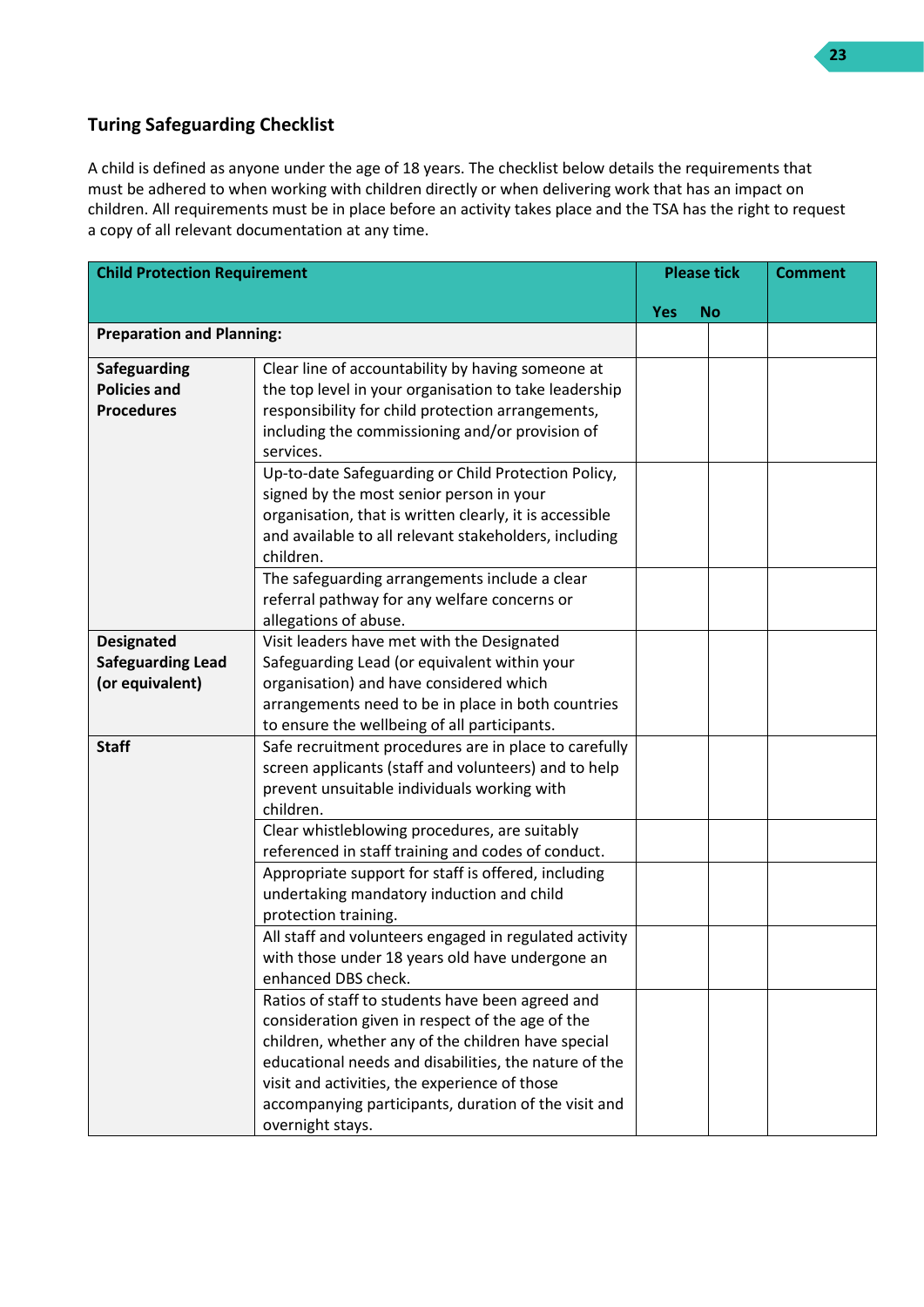## Turing Safeguarding Checklist

A child is defined as anyone under the age of 18 years. The checklist below details the requirements that must be adhered to when working with children directly or when delivering work that has an impact on children. All requirements must be in place before an activity takes place and the TSA has the right to request a copy of all relevant documentation at any time.

| **Child Protection Requirement** | | **Please tick** | | **Comment** |
|---|---|---|---|---|
| | | **Yes** | **No** | |
| **Preparation and Planning:** | | | | |
| **Safeguarding Policies and Procedures** | Clear line of accountability by having someone at the top level in your organisation to take leadership responsibility for child protection arrangements, including the commissioning and/or provision of services. | | | |
| | Up-to-date Safeguarding or Child Protection Policy, signed by the most senior person in your organisation, that is written clearly, it is accessible and available to all relevant stakeholders, including children. | | | |
| | The safeguarding arrangements include a clear referral pathway for any welfare concerns or allegations of abuse. | | | |
| **Designated Safeguarding Lead (or equivalent)** | Visit leaders have met with the Designated Safeguarding Lead (or equivalent within your organisation) and have considered which arrangements need to be in place in both countries to ensure the wellbeing of all participants. | | | |
| **Staff** | Safe recruitment procedures are in place to carefully screen applicants (staff and volunteers) and to help prevent unsuitable individuals working with children. | | | |
| | Clear whistleblowing procedures, are suitably referenced in staff training and codes of conduct. | | | |
| | Appropriate support for staff is offered, including undertaking mandatory induction and child protection training. | | | |
| | All staff and volunteers engaged in regulated activity with those under 18 years old have undergone an enhanced DBS check. | | | |
| | Ratios of staff to students have been agreed and consideration given in respect of the age of the children, whether any of the children have special educational needs and disabilities, the nature of the visit and activities, the experience of those accompanying participants, duration of the visit and overnight stays. | | | |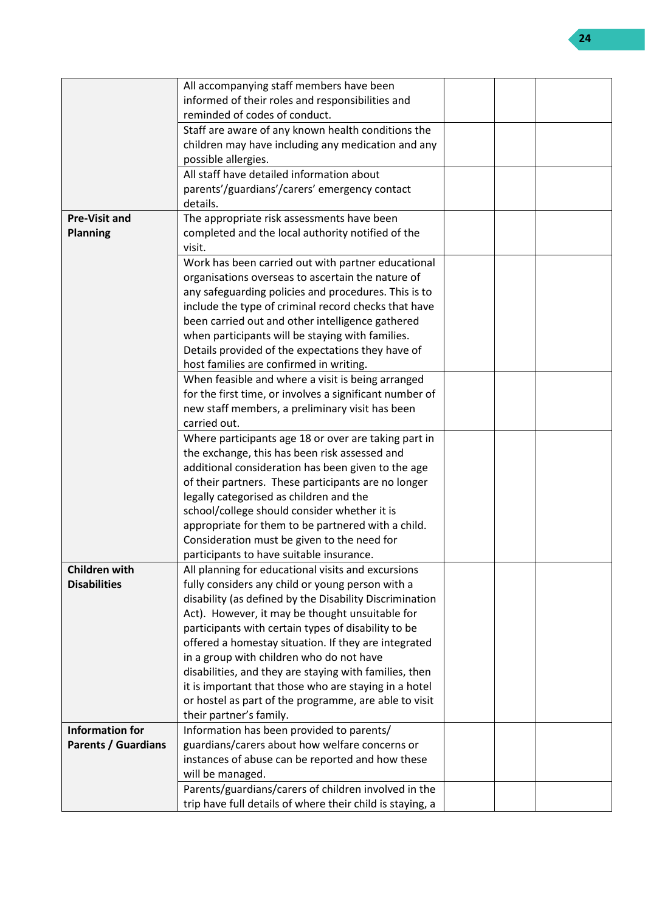| | | | | |
|---|---|---|---|---|
| | All accompanying staff members have been informed of their roles and responsibilities and reminded of codes of conduct. | | | |
| | Staff are aware of any known health conditions the children may have including any medication and any possible allergies. | | | |
| | All staff have detailed information about parents'/guardians'/carers' emergency contact details. | | | |
| **Pre-Visit and Planning** | The appropriate risk assessments have been completed and the local authority notified of the visit. | | | |
| | Work has been carried out with partner educational organisations overseas to ascertain the nature of any safeguarding policies and procedures. This is to include the type of criminal record checks that have been carried out and other intelligence gathered when participants will be staying with families. Details provided of the expectations they have of host families are confirmed in writing. | | | |
| | When feasible and where a visit is being arranged for the first time, or involves a significant number of new staff members, a preliminary visit has been carried out. | | | |
| | Where participants age 18 or over are taking part in the exchange, this has been risk assessed and additional consideration has been given to the age of their partners. These participants are no longer legally categorised as children and the school/college should consider whether it is appropriate for them to be partnered with a child. Consideration must be given to the need for participants to have suitable insurance. | | | |
| **Children with Disabilities** | All planning for educational visits and excursions fully considers any child or young person with a disability (as defined by the Disability Discrimination Act). However, it may be thought unsuitable for participants with certain types of disability to be offered a homestay situation. If they are integrated in a group with children who do not have disabilities, and they are staying with families, then it is important that those who are staying in a hotel or hostel as part of the programme, are able to visit their partner's family. | | | |
| **Information for Parents / Guardians** | Information has been provided to parents/ guardians/carers about how welfare concerns or instances of abuse can be reported and how these will be managed. | | | |
| | Parents/guardians/carers of children involved in the trip have full details of where their child is staying, a | | | |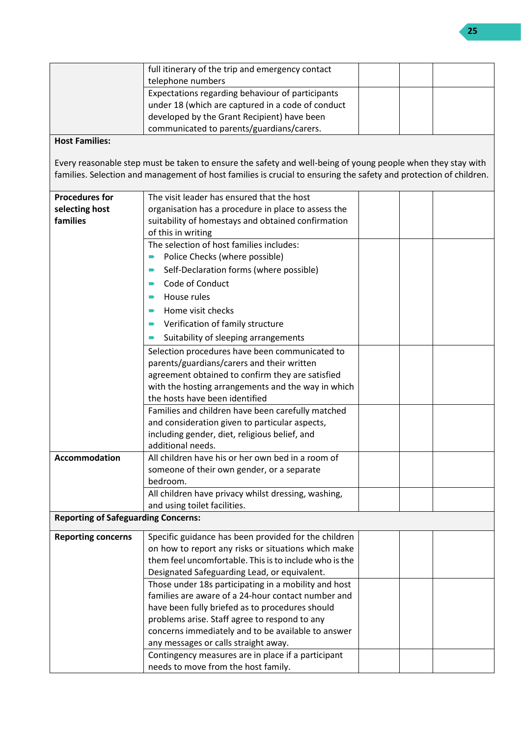| | | | | |
|---|---|---|---|---|
| | full itinerary of the trip and emergency contact telephone numbers | | | |
| | Expectations regarding behaviour of participants under 18 (which are captured in a code of conduct developed by the Grant Recipient) have been communicated to parents/guardians/carers. | | | |
| **Host Families:**<br><br>Every reasonable step must be taken to ensure the safety and well-being of young people when they stay with families. Selection and management of host families is crucial to ensuring the safety and protection of children. | | | | |
| **Procedures for selecting host families** | The visit leader has ensured that the host organisation has a procedure in place to assess the suitability of homestays and obtained confirmation of this in writing | | | |
| | The selection of host families includes:<br>- Police Checks (where possible)<br>- Self-Declaration forms (where possible)<br>- Code of Conduct<br>- House rules<br>- Home visit checks<br>- Verification of family structure<br>- Suitability of sleeping arrangements | | | |
| | Selection procedures have been communicated to parents/guardians/carers and their written agreement obtained to confirm they are satisfied with the hosting arrangements and the way in which the hosts have been identified | | | |
| | Families and children have been carefully matched and consideration given to particular aspects, including gender, diet, religious belief, and additional needs. | | | |
| **Accommodation** | All children have his or her own bed in a room of someone of their own gender, or a separate bedroom. | | | |
| | All children have privacy whilst dressing, washing, and using toilet facilities. | | | |
| **Reporting of Safeguarding Concerns:** | | | | |
| **Reporting concerns** | Specific guidance has been provided for the children on how to report any risks or situations which make them feel uncomfortable. This is to include who is the Designated Safeguarding Lead, or equivalent. | | | |
| | Those under 18s participating in a mobility and host families are aware of a 24-hour contact number and have been fully briefed as to procedures should problems arise. Staff agree to respond to any concerns immediately and to be available to answer any messages or calls straight away. | | | |
| | Contingency measures are in place if a participant needs to move from the host family. | | | |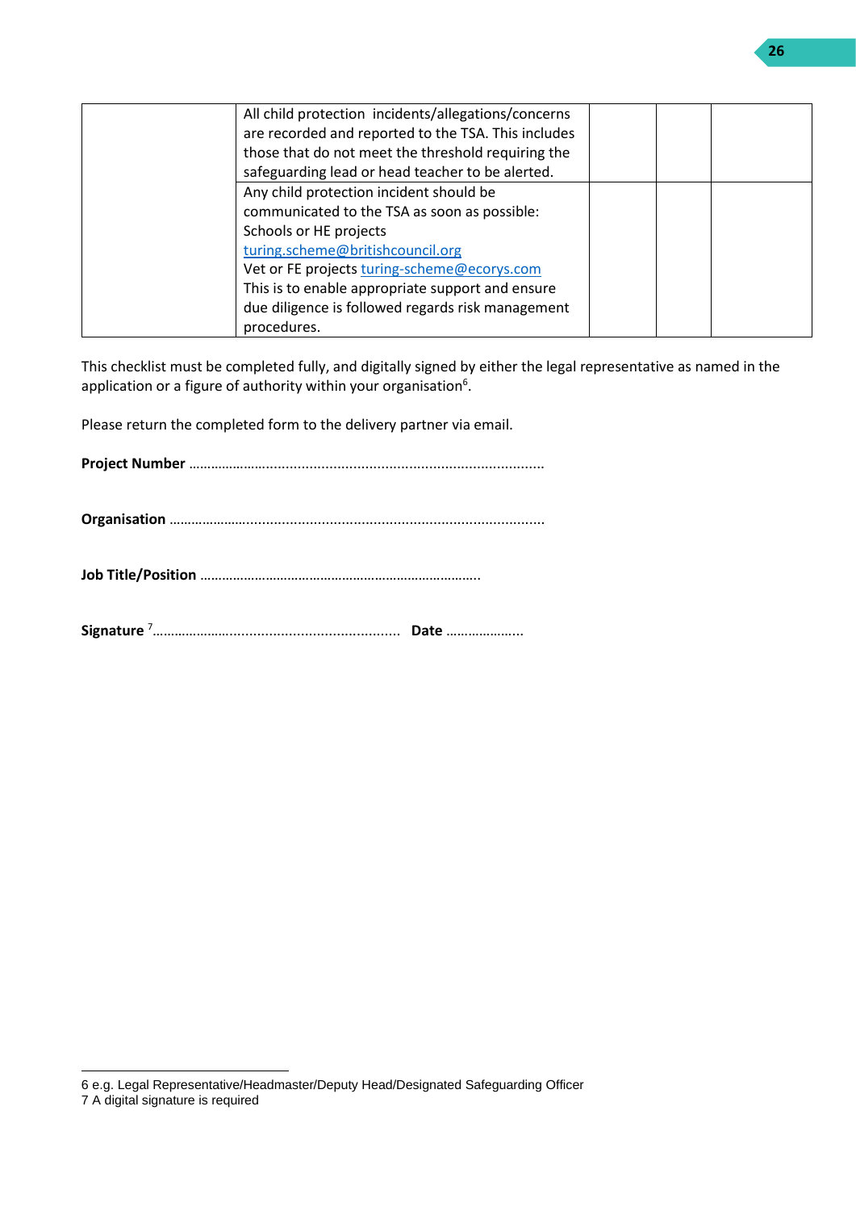| | | | | |
|---|---|---|---|---|
| | All child protection incidents/allegations/concerns are recorded and reported to the TSA. This includes those that do not meet the threshold requiring the safeguarding lead or head teacher to be alerted. | | | |
| | Any child protection incident should be communicated to the TSA as soon as possible:<br>Schools or HE projects [turing.scheme@britishcouncil.org](mailto:turing.scheme@britishcouncil.org)<br>Vet or FE projects [turing-scheme@ecorys.com](mailto:turing-scheme@ecorys.com)<br>This is to enable appropriate support and ensure due diligence is followed regards risk management procedures. | | | |

This checklist must be completed fully, and digitally signed by either the legal representative as named in the application or a figure of authority within your organisation[6].

Please return the completed form to the delivery partner via email.

**Project Number** ………………..................................................................

**Organisation** ……………….......................................................................

**Job Title/Position** …………………………………………………………………..

**Signature** [7]…………….............................................. **Date** ………………...

6 e.g. Legal Representative/Headmaster/Deputy Head/Designated Safeguarding Officer
7 A digital signature is required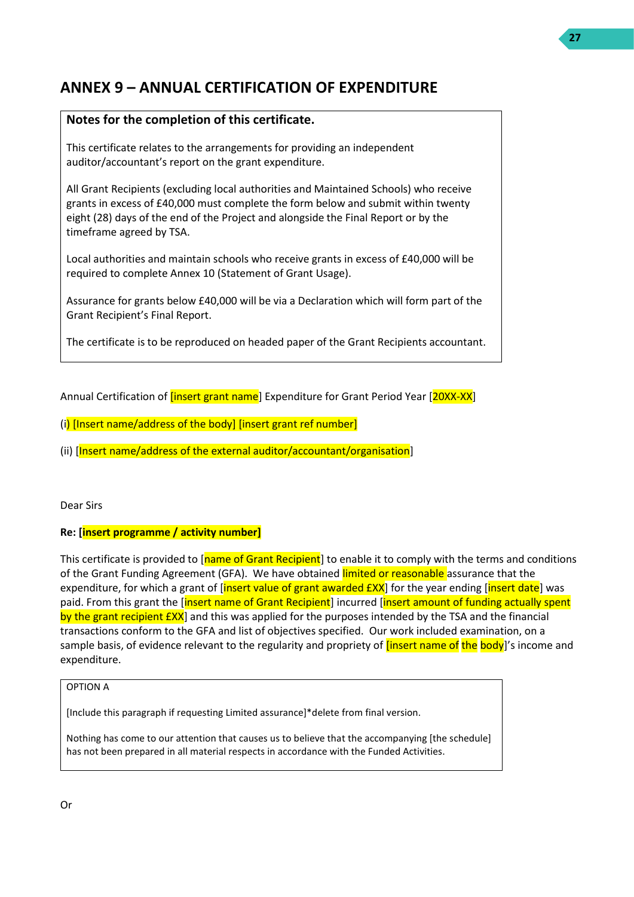# ANNEX 9 – ANNUAL CERTIFICATION OF EXPENDITURE

**Notes for the completion of this certificate.**

This certificate relates to the arrangements for providing an independent auditor/accountant's report on the grant expenditure.

All Grant Recipients (excluding local authorities and Maintained Schools) who receive grants in excess of £40,000 must complete the form below and submit within twenty eight (28) days of the end of the Project and alongside the Final Report or by the timeframe agreed by TSA.

Local authorities and maintain schools who receive grants in excess of £40,000 will be required to complete Annex 10 (Statement of Grant Usage).

Assurance for grants below £40,000 will be via a Declaration which will form part of the Grant Recipient's Final Report.

The certificate is to be reproduced on headed paper of the Grant Recipients accountant.

Annual Certification of [insert grant name] Expenditure for Grant Period Year [20XX-XX]

(i) [Insert name/address of the body] [insert grant ref number]

(ii) [Insert name/address of the external auditor/accountant/organisation]

Dear Sirs

**Re: [insert programme / activity number]**

This certificate is provided to [name of Grant Recipient] to enable it to comply with the terms and conditions of the Grant Funding Agreement (GFA). We have obtained limited or reasonable assurance that the expenditure, for which a grant of [insert value of grant awarded £XX] for the year ending [insert date] was paid. From this grant the [insert name of Grant Recipient] incurred [insert amount of funding actually spent by the grant recipient £XX] and this was applied for the purposes intended by the TSA and the financial transactions conform to the GFA and list of objectives specified. Our work included examination, on a sample basis, of evidence relevant to the regularity and propriety of [insert name of the body]'s income and expenditure.

OPTION A

[Include this paragraph if requesting Limited assurance]*delete from final version.

Nothing has come to our attention that causes us to believe that the accompanying [the schedule] has not been prepared in all material respects in accordance with the Funded Activities.

Or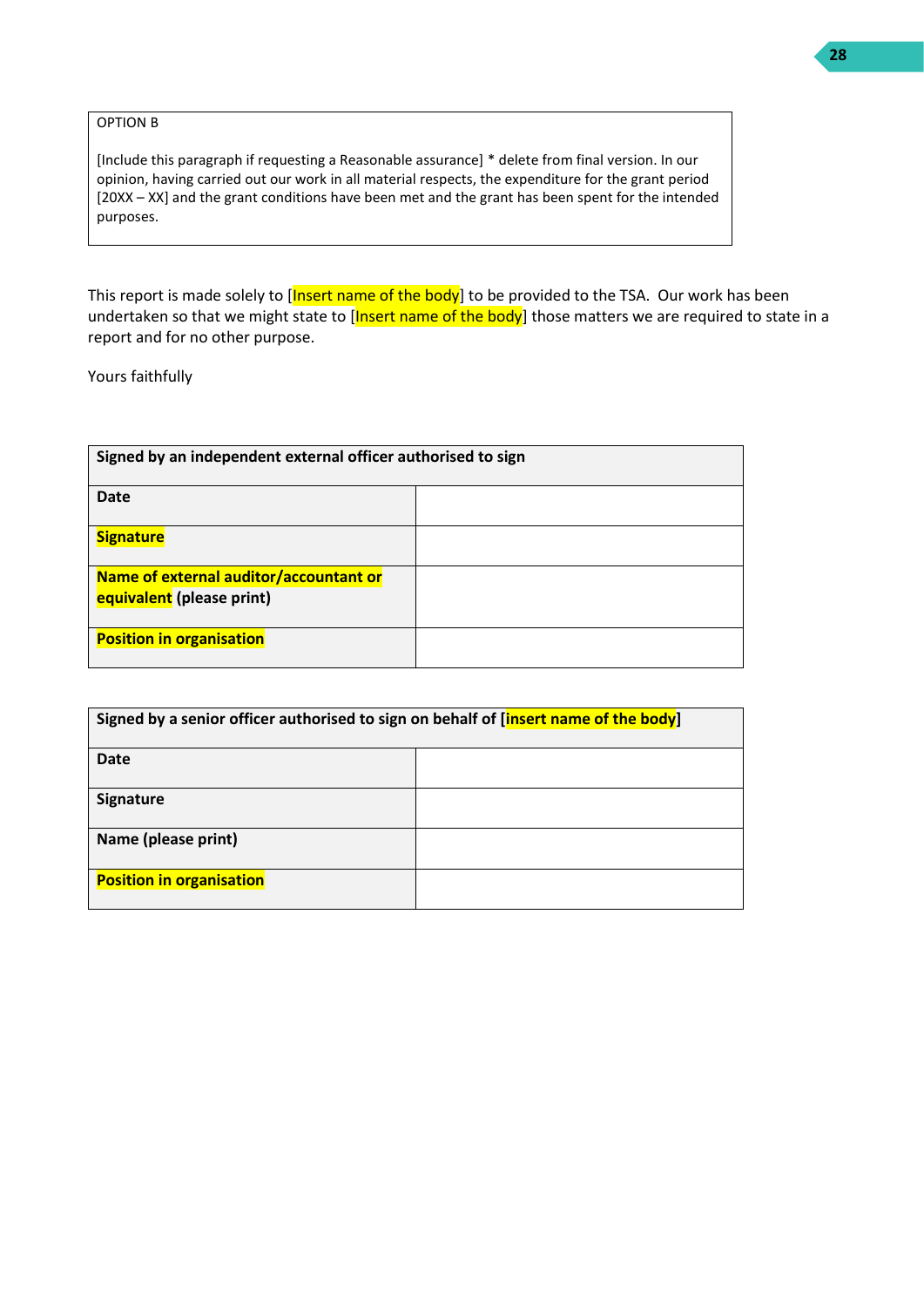| OPTION B |
|---|
| [Include this paragraph if requesting a Reasonable assurance] * delete from final version. In our opinion, having carried out our work in all material respects, the expenditure for the grant period [20XX – XX] and the grant conditions have been met and the grant has been spent for the intended purposes. |

This report is made solely to [Insert name of the body] to be provided to the TSA. Our work has been undertaken so that we might state to [Insert name of the body] those matters we are required to state in a report and for no other purpose.

Yours faithfully

| **Signed by an independent external officer authorised to sign** | |
|---|---|
| **Date** | |
| **Signature** | |
| **Name of external auditor/accountant or equivalent (please print)** | |
| **Position in organisation** | |

| **Signed by a senior officer authorised to sign on behalf of [insert name of the body]** | |
|---|---|
| **Date** | |
| **Signature** | |
| **Name (please print)** | |
| **Position in organisation** | |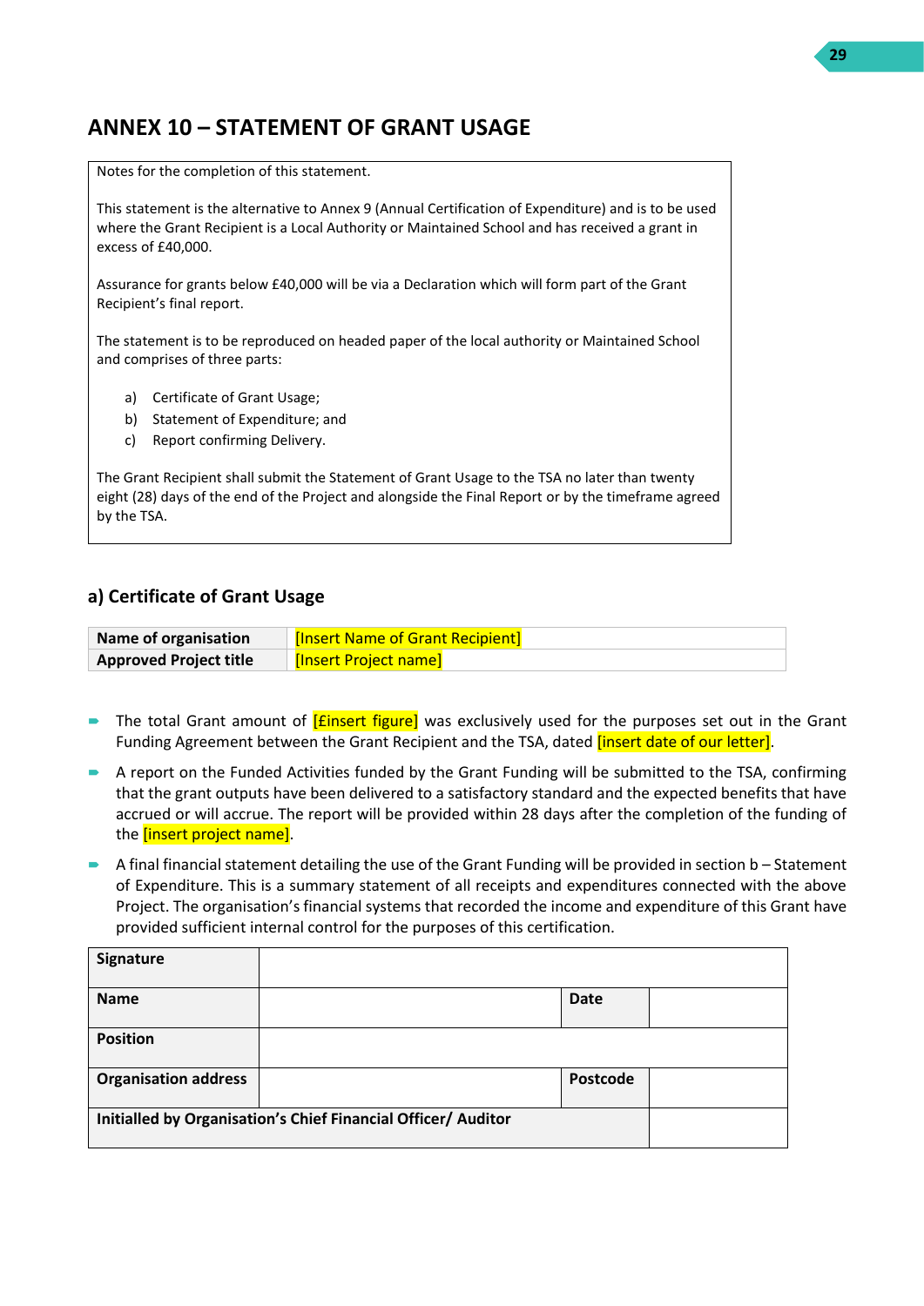# ANNEX 10 – STATEMENT OF GRANT USAGE

Notes for the completion of this statement.

This statement is the alternative to Annex 9 (Annual Certification of Expenditure) and is to be used where the Grant Recipient is a Local Authority or Maintained School and has received a grant in excess of £40,000.

Assurance for grants below £40,000 will be via a Declaration which will form part of the Grant Recipient's final report.

The statement is to be reproduced on headed paper of the local authority or Maintained School and comprises of three parts:

a) Certificate of Grant Usage;
b) Statement of Expenditure; and
c) Report confirming Delivery.

The Grant Recipient shall submit the Statement of Grant Usage to the TSA no later than twenty eight (28) days of the end of the Project and alongside the Final Report or by the timeframe agreed by the TSA.

## a) Certificate of Grant Usage

| **Name of organisation** | [Insert Name of Grant Recipient] |
|---|---|
| **Approved Project title** | [Insert Project name] |

- The total Grant amount of [£insert figure] was exclusively used for the purposes set out in the Grant Funding Agreement between the Grant Recipient and the TSA, dated [insert date of our letter].
- A report on the Funded Activities funded by the Grant Funding will be submitted to the TSA, confirming that the grant outputs have been delivered to a satisfactory standard and the expected benefits that have accrued or will accrue. The report will be provided within 28 days after the completion of the funding of the [insert project name].
- A final financial statement detailing the use of the Grant Funding will be provided in section b – Statement of Expenditure. This is a summary statement of all receipts and expenditures connected with the above Project. The organisation's financial systems that recorded the income and expenditure of this Grant have provided sufficient internal control for the purposes of this certification.

| **Signature** | | | |
|---|---|---|---|
| **Name** | | **Date** | |
| **Position** | | | |
| **Organisation address** | | **Postcode** | |
| **Initialled by Organisation's Chief Financial Officer/ Auditor** | | | |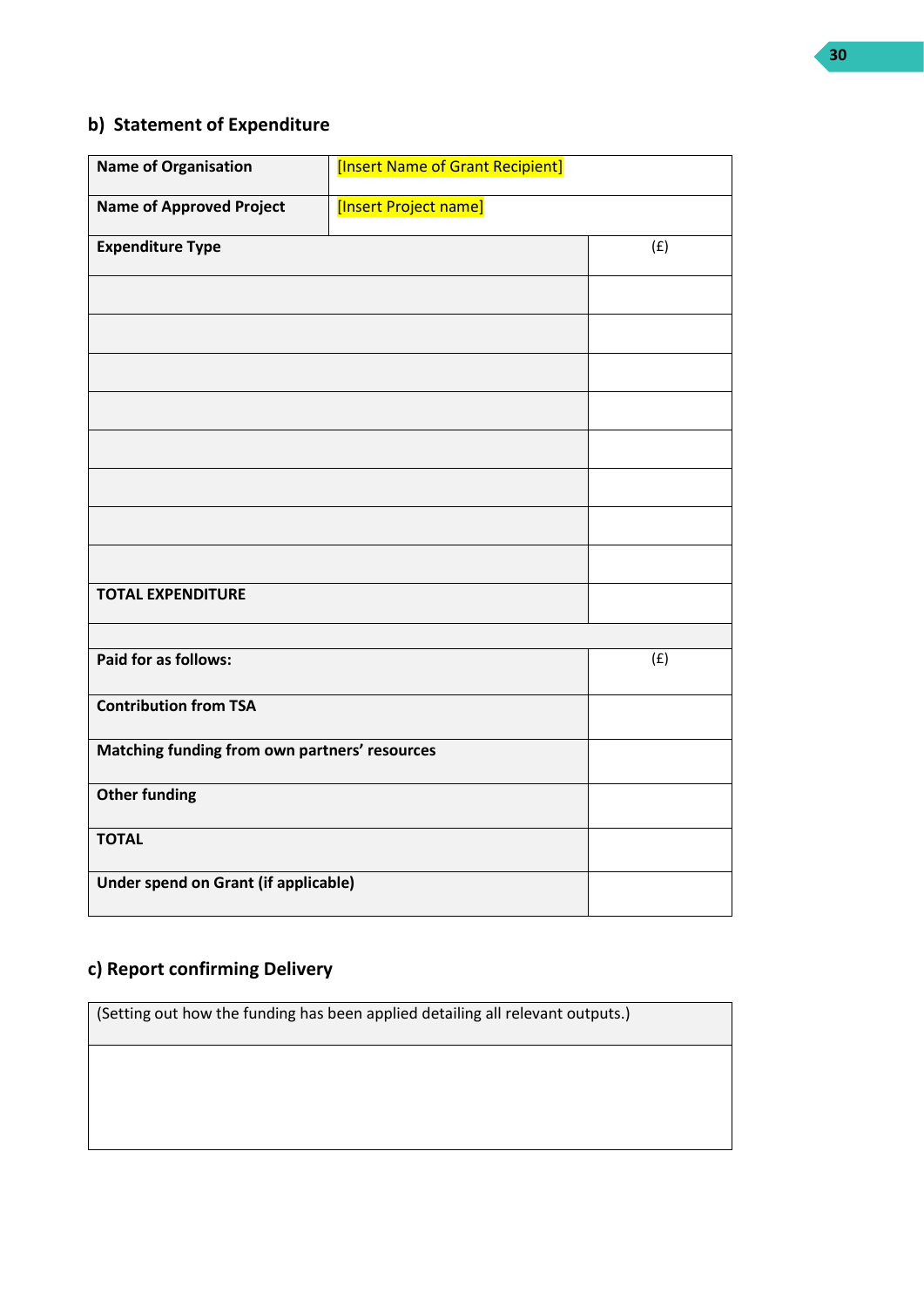## b) Statement of Expenditure

| Name of Organisation | [Insert Name of Grant Recipient] |
|---|---|
| Name of Approved Project | [Insert Project name] |

| Expenditure Type | (£) |
|---|---|
| | |
| | |
| | |
| | |
| | |
| | |
| | |
| | |
| **TOTAL EXPENDITURE** | |
| | |
| **Paid for as follows:** | (£) |
| **Contribution from TSA** | |
| **Matching funding from own partners' resources** | |
| **Other funding** | |
| **TOTAL** | |
| **Under spend on Grant (if applicable)** | |

## c) Report confirming Delivery

| (Setting out how the funding has been applied detailing all relevant outputs.) |
|---|
| |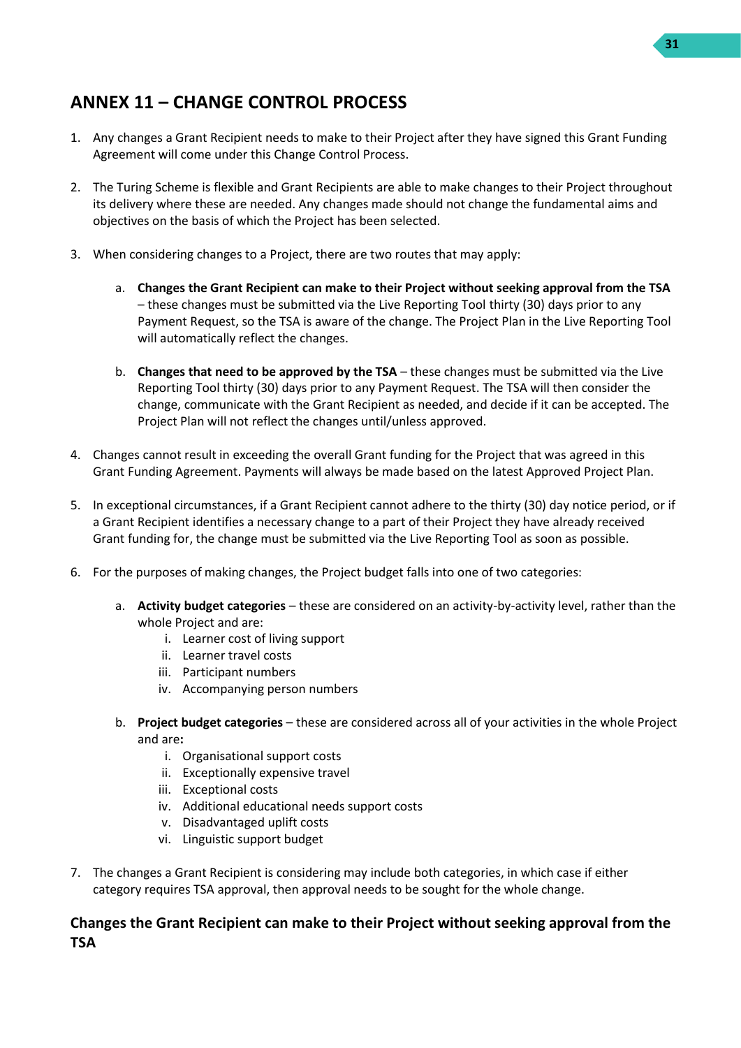## ANNEX 11 – CHANGE CONTROL PROCESS

1. Any changes a Grant Recipient needs to make to their Project after they have signed this Grant Funding Agreement will come under this Change Control Process.

2. The Turing Scheme is flexible and Grant Recipients are able to make changes to their Project throughout its delivery where these are needed. Any changes made should not change the fundamental aims and objectives on the basis of which the Project has been selected.

3. When considering changes to a Project, there are two routes that may apply:

    a. **Changes the Grant Recipient can make to their Project without seeking approval from the TSA** – these changes must be submitted via the Live Reporting Tool thirty (30) days prior to any Payment Request, so the TSA is aware of the change. The Project Plan in the Live Reporting Tool will automatically reflect the changes.

    b. **Changes that need to be approved by the TSA** – these changes must be submitted via the Live Reporting Tool thirty (30) days prior to any Payment Request. The TSA will then consider the change, communicate with the Grant Recipient as needed, and decide if it can be accepted. The Project Plan will not reflect the changes until/unless approved.

4. Changes cannot result in exceeding the overall Grant funding for the Project that was agreed in this Grant Funding Agreement. Payments will always be made based on the latest Approved Project Plan.

5. In exceptional circumstances, if a Grant Recipient cannot adhere to the thirty (30) day notice period, or if a Grant Recipient identifies a necessary change to a part of their Project they have already received Grant funding for, the change must be submitted via the Live Reporting Tool as soon as possible.

6. For the purposes of making changes, the Project budget falls into one of two categories:

    a. **Activity budget categories** – these are considered on an activity-by-activity level, rather than the whole Project and are:
        i. Learner cost of living support
        ii. Learner travel costs
        iii. Participant numbers
        iv. Accompanying person numbers

    b. **Project budget categories** – these are considered across all of your activities in the whole Project and are**:**
        i. Organisational support costs
        ii. Exceptionally expensive travel
        iii. Exceptional costs
        iv. Additional educational needs support costs
        v. Disadvantaged uplift costs
        vi. Linguistic support budget

7. The changes a Grant Recipient is considering may include both categories, in which case if either category requires TSA approval, then approval needs to be sought for the whole change.

### Changes the Grant Recipient can make to their Project without seeking approval from the TSA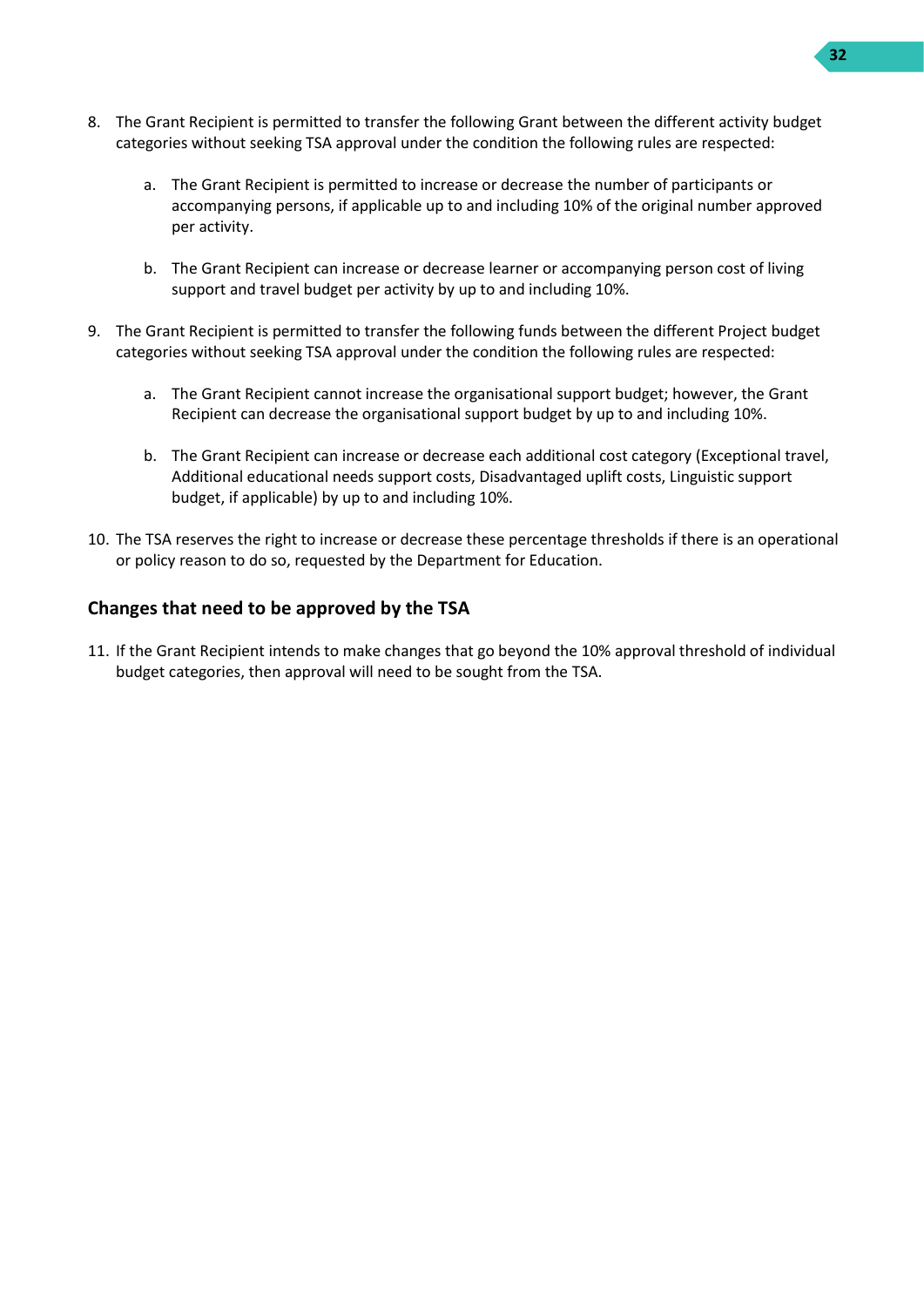8. The Grant Recipient is permitted to transfer the following Grant between the different activity budget categories without seeking TSA approval under the condition the following rules are respected:

    a. The Grant Recipient is permitted to increase or decrease the number of participants or accompanying persons, if applicable up to and including 10% of the original number approved per activity.

    b. The Grant Recipient can increase or decrease learner or accompanying person cost of living support and travel budget per activity by up to and including 10%.

9. The Grant Recipient is permitted to transfer the following funds between the different Project budget categories without seeking TSA approval under the condition the following rules are respected:

    a. The Grant Recipient cannot increase the organisational support budget; however, the Grant Recipient can decrease the organisational support budget by up to and including 10%.

    b. The Grant Recipient can increase or decrease each additional cost category (Exceptional travel, Additional educational needs support costs, Disadvantaged uplift costs, Linguistic support budget, if applicable) by up to and including 10%.

10. The TSA reserves the right to increase or decrease these percentage thresholds if there is an operational or policy reason to do so, requested by the Department for Education.

### Changes that need to be approved by the TSA

11. If the Grant Recipient intends to make changes that go beyond the 10% approval threshold of individual budget categories, then approval will need to be sought from the TSA.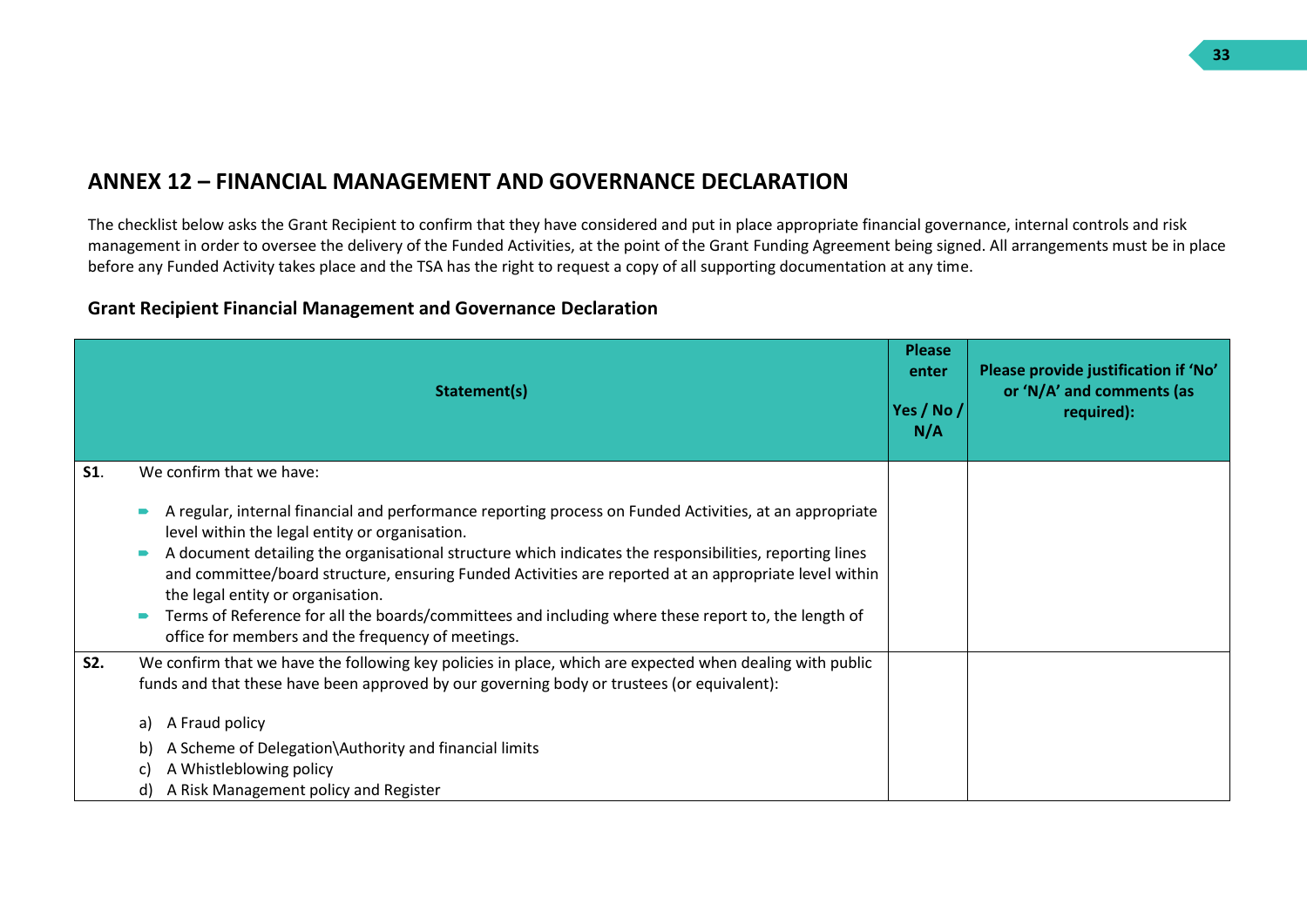## ANNEX 12 – FINANCIAL MANAGEMENT AND GOVERNANCE DECLARATION

The checklist below asks the Grant Recipient to confirm that they have considered and put in place appropriate financial governance, internal controls and risk management in order to oversee the delivery of the Funded Activities, at the point of the Grant Funding Agreement being signed. All arrangements must be in place before any Funded Activity takes place and the TSA has the right to request a copy of all supporting documentation at any time.

### Grant Recipient Financial Management and Governance Declaration

| | Statement(s) | Please enter Yes / No / N/A | Please provide justification if 'No' or 'N/A' and comments (as required): |
|---|---|---|---|
| **S1**. | We confirm that we have:<br><br>• A regular, internal financial and performance reporting process on Funded Activities, at an appropriate level within the legal entity or organisation.<br>• A document detailing the organisational structure which indicates the responsibilities, reporting lines and committee/board structure, ensuring Funded Activities are reported at an appropriate level within the legal entity or organisation.<br>• Terms of Reference for all the boards/committees and including where these report to, the length of office for members and the frequency of meetings. | | |
| **S2.** | We confirm that we have the following key policies in place, which are expected when dealing with public funds and that these have been approved by our governing body or trustees (or equivalent):<br><br>a) A Fraud policy<br>b) A Scheme of Delegation\Authority and financial limits<br>c) A Whistleblowing policy<br>d) A Risk Management policy and Register | | |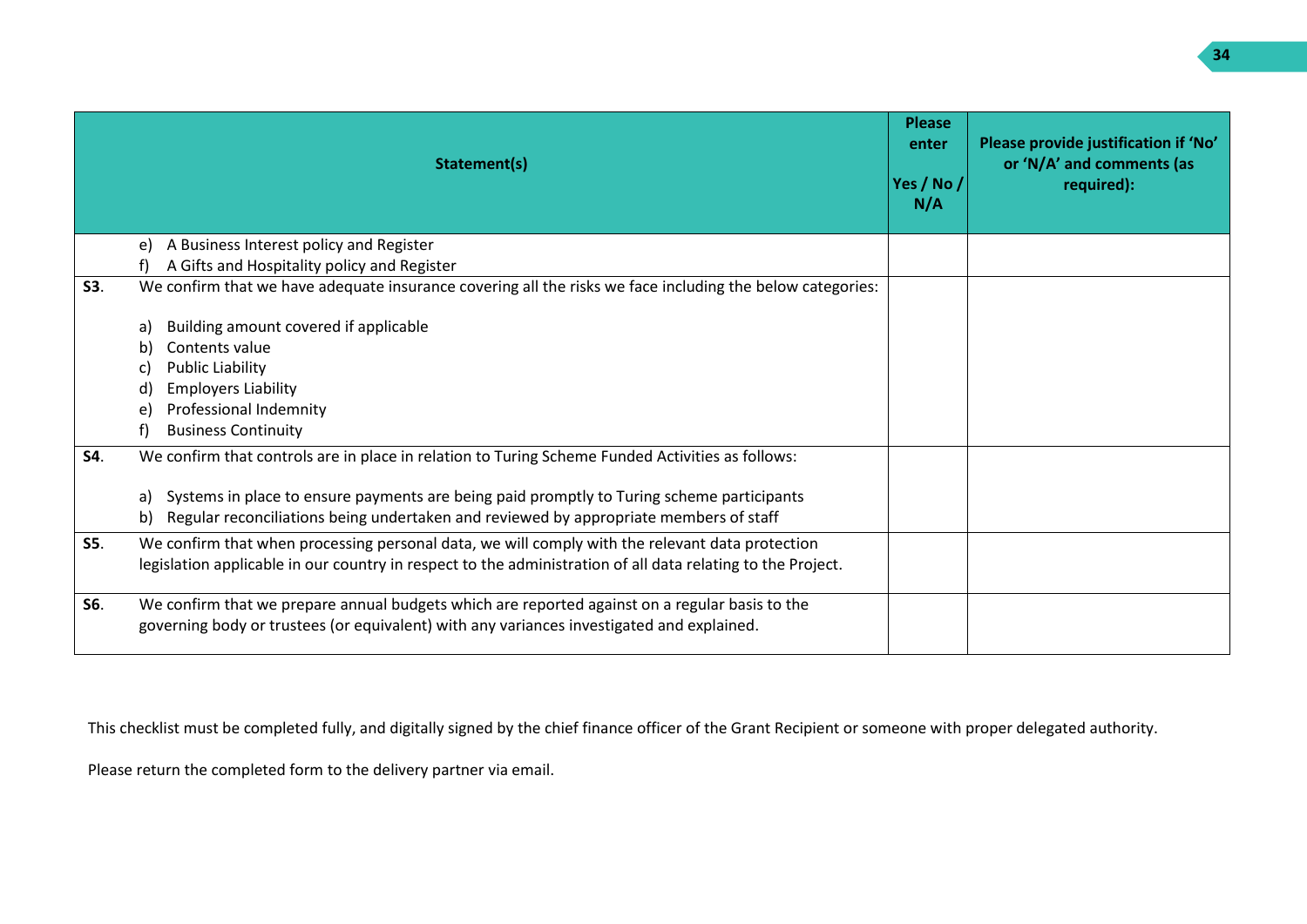| Statement(s) | Please enter Yes / No / N/A | Please provide justification if 'No' or 'N/A' and comments (as required): |
|---|---|---|
| e) A Business Interest policy and Register<br>f) A Gifts and Hospitality policy and Register | | |
| **S3**. We confirm that we have adequate insurance covering all the risks we face including the below categories:<br><br>a) Building amount covered if applicable<br>b) Contents value<br>c) Public Liability<br>d) Employers Liability<br>e) Professional Indemnity<br>f) Business Continuity | | |
| **S4**. We confirm that controls are in place in relation to Turing Scheme Funded Activities as follows:<br><br>a) Systems in place to ensure payments are being paid promptly to Turing scheme participants<br>b) Regular reconciliations being undertaken and reviewed by appropriate members of staff | | |
| **S5**. We confirm that when processing personal data, we will comply with the relevant data protection legislation applicable in our country in respect to the administration of all data relating to the Project. | | |
| **S6**. We confirm that we prepare annual budgets which are reported against on a regular basis to the governing body or trustees (or equivalent) with any variances investigated and explained. | | |

This checklist must be completed fully, and digitally signed by the chief finance officer of the Grant Recipient or someone with proper delegated authority.

Please return the completed form to the delivery partner via email.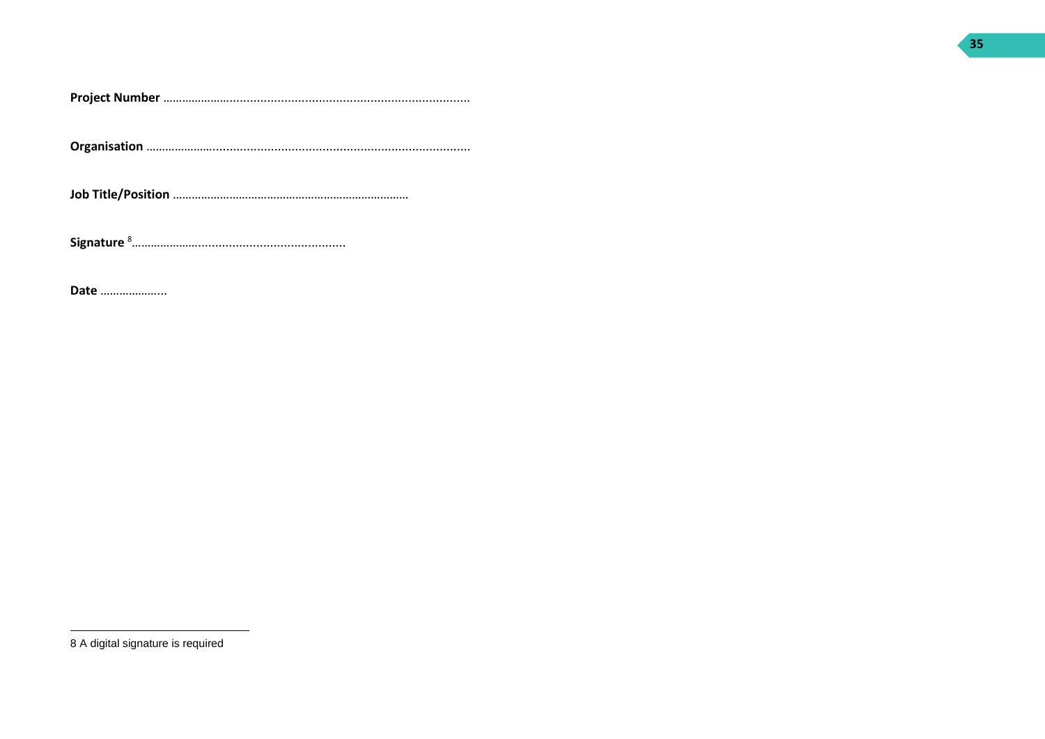**Project Number** ……………………..............................................................................

**Organisation** ……………………...........................................................................

**Job Title/Position** ………………………………………………………………..

**Signature** [8]……………………………………………………

**Date** ………………...

8 A digital signature is required